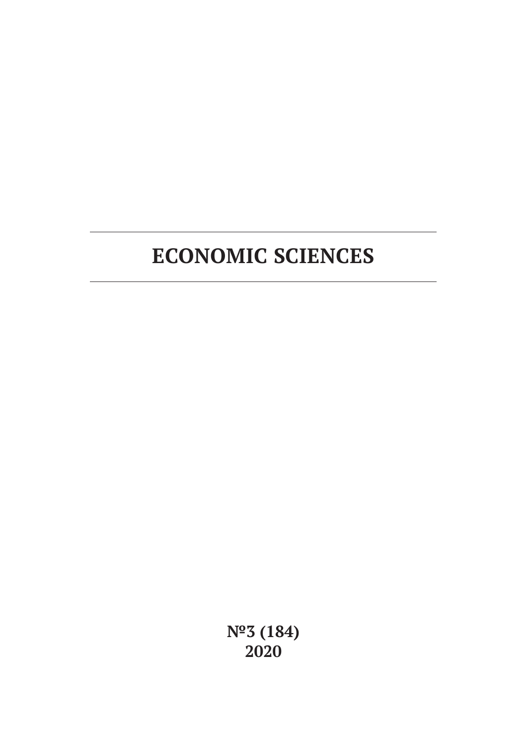# ECONOMIC SCIENCES

**№3 (184)**
**2020**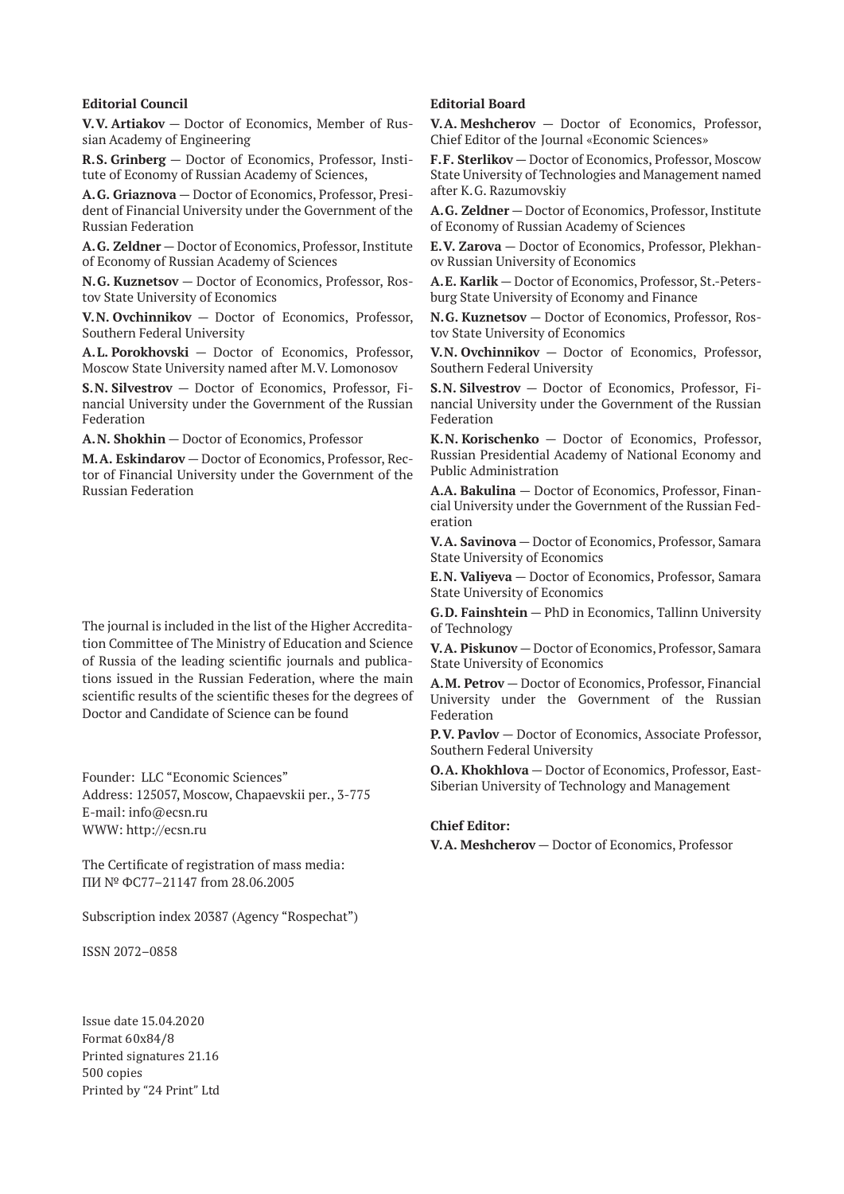**Editorial Council**

**V.V. Artiakov** — Doctor of Economics, Member of Russian Academy of Engineering

**R.S. Grinberg** — Doctor of Economics, Professor, Institute of Economy of Russian Academy of Sciences,

**A.G. Griaznova** — Doctor of Economics, Professor, President of Financial University under the Government of the Russian Federation

**A.G. Zeldner** — Doctor of Economics, Professor, Institute of Economy of Russian Academy of Sciences

**N.G. Kuznetsov** — Doctor of Economics, Professor, Rostov State University of Economics

**V.N. Ovchinnikov** — Doctor of Economics, Professor, Southern Federal University

**A.L. Porokhovski** — Doctor of Economics, Professor, Moscow State University named after M.V. Lomonosov

**S.N. Silvestrov** — Doctor of Economics, Professor, Financial University under the Government of the Russian Federation

**A.N. Shokhin** — Doctor of Economics, Professor

**M.A. Eskindarov** — Doctor of Economics, Professor, Rector of Financial University under the Government of the Russian Federation

The journal is included in the list of the Higher Accreditation Committee of The Ministry of Education and Science of Russia of the leading scientific journals and publications issued in the Russian Federation, where the main scientific results of the scientific theses for the degrees of Doctor and Candidate of Science can be found

Founder: LLC "Economic Sciences"
Address: 125057, Moscow, Chapaevskii per., 3-775
E-mail: info@ecsn.ru
WWW: http://ecsn.ru

The Certificate of registration of mass media:
ПИ № ФС77–21147 from 28.06.2005

Subscription index 20387 (Agency "Rospechat")

ISSN 2072–0858

Issue date 15.04.2020
Format 60x84/8
Printed signatures 21.16
500 copies
Printed by "24 Print" Ltd

**Editorial Board**

**V.A. Meshcherov** — Doctor of Economics, Professor, Chief Editor of the Journal «Economic Sciences»

**F.F. Sterlikov** — Doctor of Economics, Professor, Moscow State University of Technologies and Management named after K.G. Razumovskiy

**A.G. Zeldner** — Doctor of Economics, Professor, Institute of Economy of Russian Academy of Sciences

**E.V. Zarova** — Doctor of Economics, Professor, Plekhanov Russian University of Economics

**A.E. Karlik** — Doctor of Economics, Professor, St.-Petersburg State University of Economy and Finance

**N.G. Kuznetsov** — Doctor of Economics, Professor, Rostov State University of Economics

**V.N. Ovchinnikov** — Doctor of Economics, Professor, Southern Federal University

**S.N. Silvestrov** — Doctor of Economics, Professor, Financial University under the Government of the Russian Federation

**K.N. Korischenko** — Doctor of Economics, Professor, Russian Presidential Academy of National Economy and Public Administration

**A.A. Bakulina** — Doctor of Economics, Professor, Financial University under the Government of the Russian Federation

**V.A. Savinova** — Doctor of Economics, Professor, Samara State University of Economics

**E.N. Valiyeva** — Doctor of Economics, Professor, Samara State University of Economics

**G.D. Fainshtein** — PhD in Economics, Tallinn University of Technology

**V.A. Piskunov** — Doctor of Economics, Professor, Samara State University of Economics

**A.M. Petrov** — Doctor of Economics, Professor, Financial University under the Government of the Russian Federation

**P.V. Pavlov** — Doctor of Economics, Associate Professor, Southern Federal University

**O.A. Khokhlova** — Doctor of Economics, Professor, East-Siberian University of Technology and Management

**Chief Editor:**

**V.A. Meshcherov** — Doctor of Economics, Professor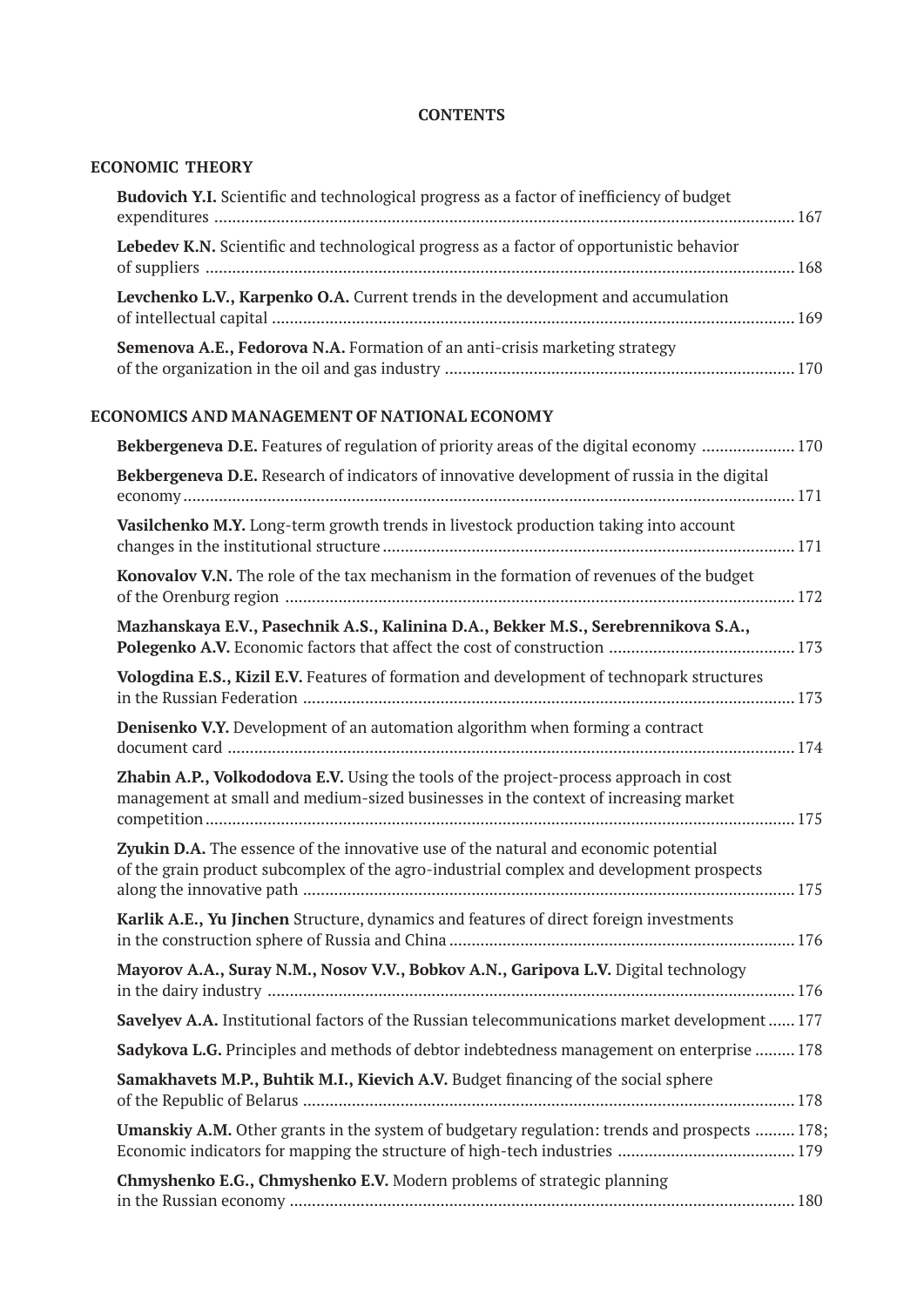**CONTENTS**

## ECONOMIC THEORY

**Budovich Y.I.** Scientific and technological progress as a factor of inefficiency of budget expenditures ........ 167

**Lebedev K.N.** Scientific and technological progress as a factor of opportunistic behavior of suppliers ........ 168

**Levchenko L.V., Karpenko O.A.** Current trends in the development and accumulation of intellectual capital ........ 169

**Semenova A.E., Fedorova N.A.** Formation of an anti-crisis marketing strategy of the organization in the oil and gas industry ........ 170

## ECONOMICS AND MANAGEMENT OF NATIONAL ECONOMY

**Bekbergeneva D.E.** Features of regulation of priority areas of the digital economy ........ 170

**Bekbergeneva D.E.** Research of indicators of innovative development of russia in the digital economy ........ 171

**Vasilchenko M.Y.** Long-term growth trends in livestock production taking into account changes in the institutional structure ........ 171

**Konovalov V.N.** The role of the tax mechanism in the formation of revenues of the budget of the Orenburg region ........ 172

**Mazhanskaya E.V., Pasechnik A.S., Kalinina D.A., Bekker M.S., Serebrennikova S.A., Polegenko A.V.** Economic factors that affect the cost of construction ........ 173

**Vologdina E.S., Kizil E.V.** Features of formation and development of technopark structures in the Russian Federation ........ 173

**Denisenko V.Y.** Development of an automation algorithm when forming a contract document card ........ 174

**Zhabin A.P., Volkododova E.V.** Using the tools of the project-process approach in cost management at small and medium-sized businesses in the context of increasing market competition ........ 175

**Zyukin D.A.** The essence of the innovative use of the natural and economic potential of the grain product subcomplex of the agro-industrial complex and development prospects along the innovative path ........ 175

**Karlik A.E., Yu Jinchen** Structure, dynamics and features of direct foreign investments in the construction sphere of Russia and China ........ 176

**Mayorov A.A., Suray N.M., Nosov V.V., Bobkov A.N., Garipova L.V.** Digital technology in the dairy industry ........ 176

**Savelyev A.A.** Institutional factors of the Russian telecommunications market development ........ 177

**Sadykova L.G.** Principles and methods of debtor indebtedness management on enterprise ........ 178

**Samakhavets M.P., Buhtik M.I., Kievich A.V.** Budget financing of the social sphere of the Republic of Belarus ........ 178

**Umanskiy A.M.** Other grants in the system of budgetary regulation: trends and prospects ........ 178; Economic indicators for mapping the structure of high-tech industries ........ 179

**Chmyshenko E.G., Chmyshenko E.V.** Modern problems of strategic planning in the Russian economy ........ 180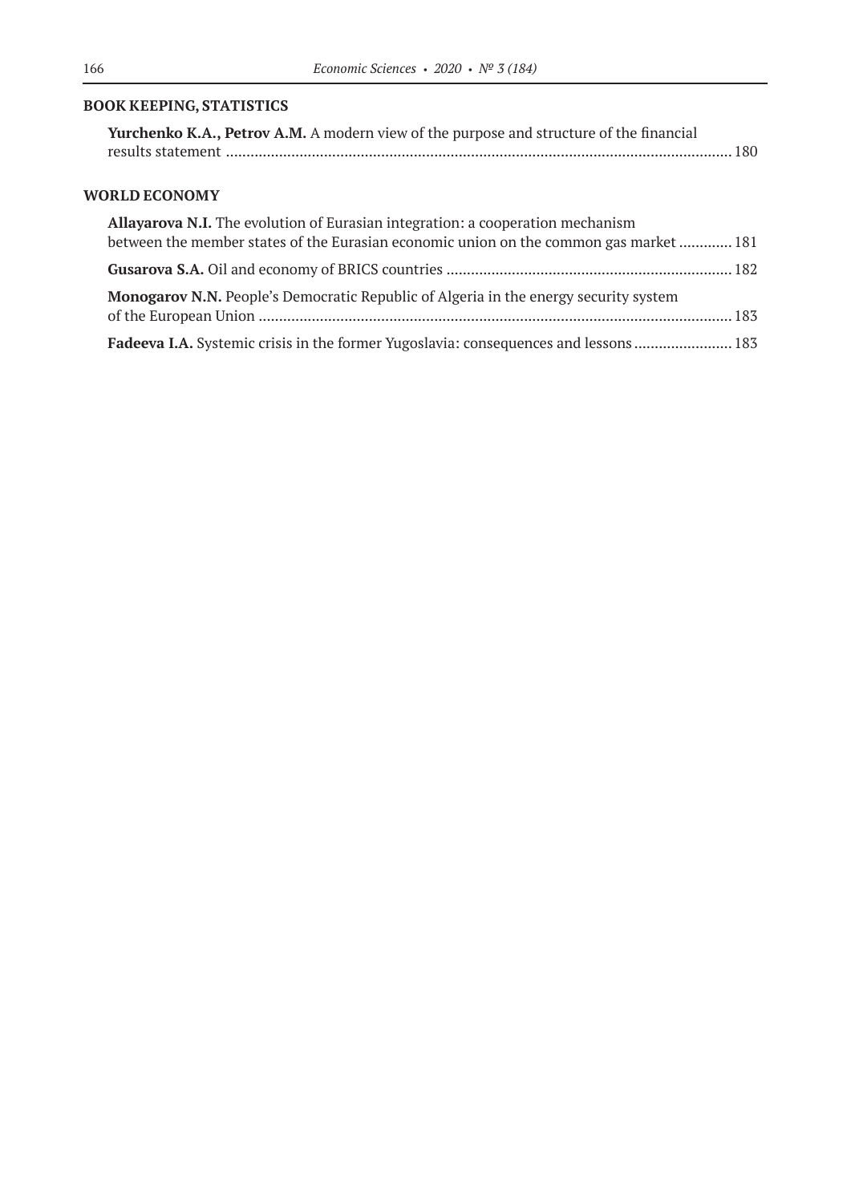## BOOK KEEPING, STATISTICS

**Yurchenko K.A., Petrov A.M.** A modern view of the purpose and structure of the financial results statement ........................................................................................................................... 180

## WORLD ECONOMY

**Allayarova N.I.** The evolution of Eurasian integration: a cooperation mechanism between the member states of the Eurasian economic union on the common gas market ............. 181

**Gusarova S.A.** Oil and economy of BRICS countries ...................................................................... 182

**Monogarov N.N.** People's Democratic Republic of Algeria in the energy security system of the European Union .................................................................................................................... 183

**Fadeeva I.A.** Systemic crisis in the former Yugoslavia: consequences and lessons ........................ 183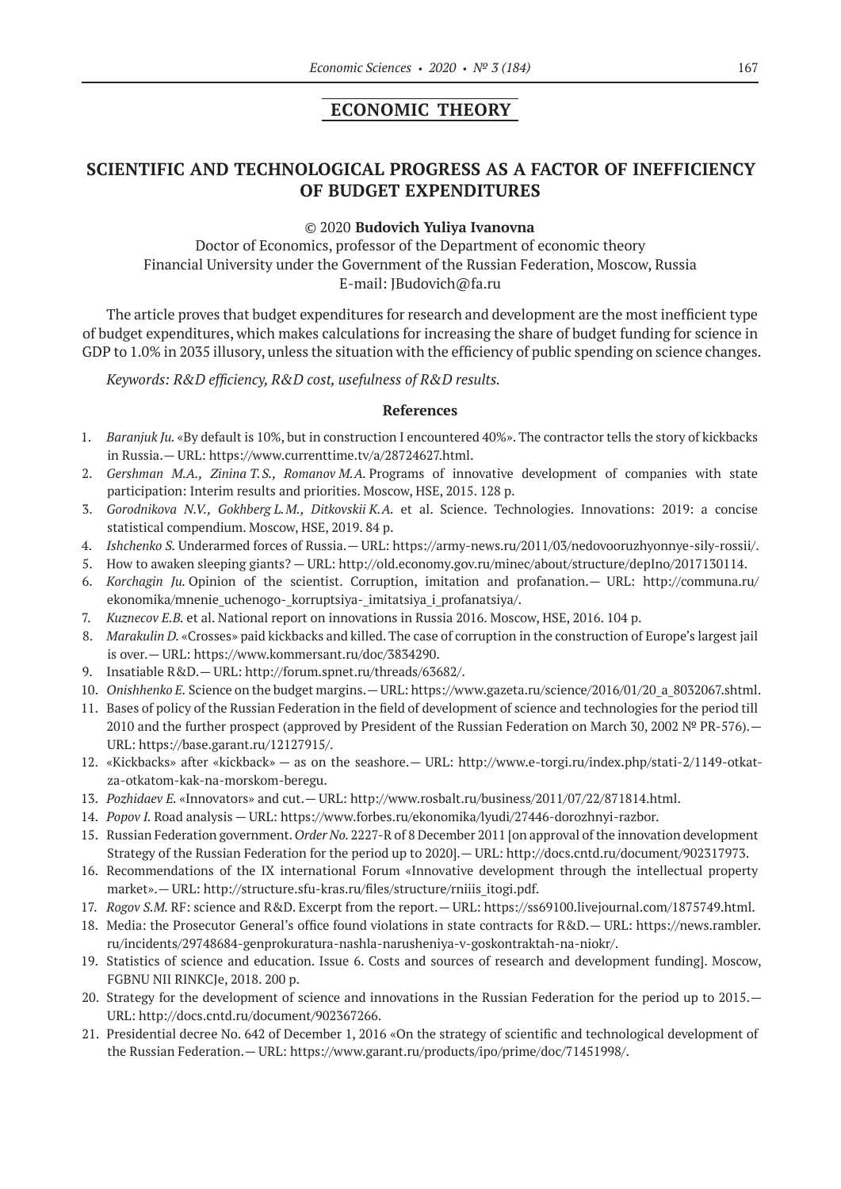## ECONOMIC THEORY

# SCIENTIFIC AND TECHNOLOGICAL PROGRESS AS A FACTOR OF INEFFICIENCY OF BUDGET EXPENDITURES

© 2020 **Budovich Yuliya Ivanovna**

Doctor of Economics, professor of the Department of economic theory
Financial University under the Government of the Russian Federation, Moscow, Russia
E-mail: JBudovich@fa.ru

The article proves that budget expenditures for research and development are the most inefficient type of budget expenditures, which makes calculations for increasing the share of budget funding for science in GDP to 1.0% in 2035 illusory, unless the situation with the efficiency of public spending on science changes.

*Keywords: R&D efficiency, R&D cost, usefulness of R&D results.*

### References

1. *Baranjuk Ju.* «By default is 10%, but in construction I encountered 40%». The contractor tells the story of kickbacks in Russia.— URL: https://www.currenttime.tv/a/28724627.html.
2. *Gershman M.A., Zinina T.S., Romanov M.A.* Programs of innovative development of companies with state participation: Interim results and priorities. Moscow, HSE, 2015. 128 p.
3. *Gorodnikova N.V., Gokhberg L.M., Ditkovskii K.A.* et al. Science. Technologies. Innovations: 2019: a concise statistical compendium. Moscow, HSE, 2019. 84 p.
4. *Ishchenko S.* Underarmed forces of Russia.— URL: https://army-news.ru/2011/03/nedovooruzhyonnye-sily-rossii/.
5. How to awaken sleeping giants? — URL: http://old.economy.gov.ru/minec/about/structure/depIno/2017130114.
6. *Korchagin Ju.* Opinion of the scientist. Corruption, imitation and profanation.— URL: http://communa.ru/ekonomika/mnenie_uchenogo-_korruptsiya-_imitatsiya_i_profanatsiya/.
7. *Kuznecov E.B.* et al. National report on innovations in Russia 2016. Moscow, HSE, 2016. 104 p.
8. *Marakulin D.* «Crosses» paid kickbacks and killed. The case of corruption in the construction of Europe's largest jail is over.— URL: https://www.kommersant.ru/doc/3834290.
9. Insatiable R&D.— URL: http://forum.spnet.ru/threads/63682/.
10. *Onishhenko E.* Science on the budget margins.— URL: https://www.gazeta.ru/science/2016/01/20_a_8032067.shtml.
11. Bases of policy of the Russian Federation in the field of development of science and technologies for the period till 2010 and the further prospect (approved by President of the Russian Federation on March 30, 2002 № PR-576).— URL: https://base.garant.ru/12127915/.
12. «Kickbacks» after «kickback» — as on the seashore.— URL: http://www.e-torgi.ru/index.php/stati-2/1149-otkat-za-otkatom-kak-na-morskom-beregu.
13. *Pozhidaev E.* «Innovators» and cut.— URL: http://www.rosbalt.ru/business/2011/07/22/871814.html.
14. *Popov I.* Road analysis — URL: https://www.forbes.ru/ekonomika/lyudi/27446-dorozhnyi-razbor.
15. Russian Federation government. *Order No.* 2227-R of 8 December 2011 [on approval of the innovation development Strategy of the Russian Federation for the period up to 2020].— URL: http://docs.cntd.ru/document/902317973.
16. Recommendations of the IX international Forum «Innovative development through the intellectual property market».— URL: http://structure.sfu-kras.ru/files/structure/rniiis_itogi.pdf.
17. *Rogov S.M.* RF: science and R&D. Excerpt from the report.— URL: https://ss69100.livejournal.com/1875749.html.
18. Media: the Prosecutor General's office found violations in state contracts for R&D.— URL: https://news.rambler.ru/incidents/29748684-genprokuratura-nashla-narusheniya-v-goskontraktah-na-niokr/.
19. Statistics of science and education. Issue 6. Costs and sources of research and development funding]. Moscow, FGBNU NII RINKCJe, 2018. 200 p.
20. Strategy for the development of science and innovations in the Russian Federation for the period up to 2015.— URL: http://docs.cntd.ru/document/902367266.
21. Presidential decree No. 642 of December 1, 2016 «On the strategy of scientific and technological development of the Russian Federation.— URL: https://www.garant.ru/products/ipo/prime/doc/71451998/.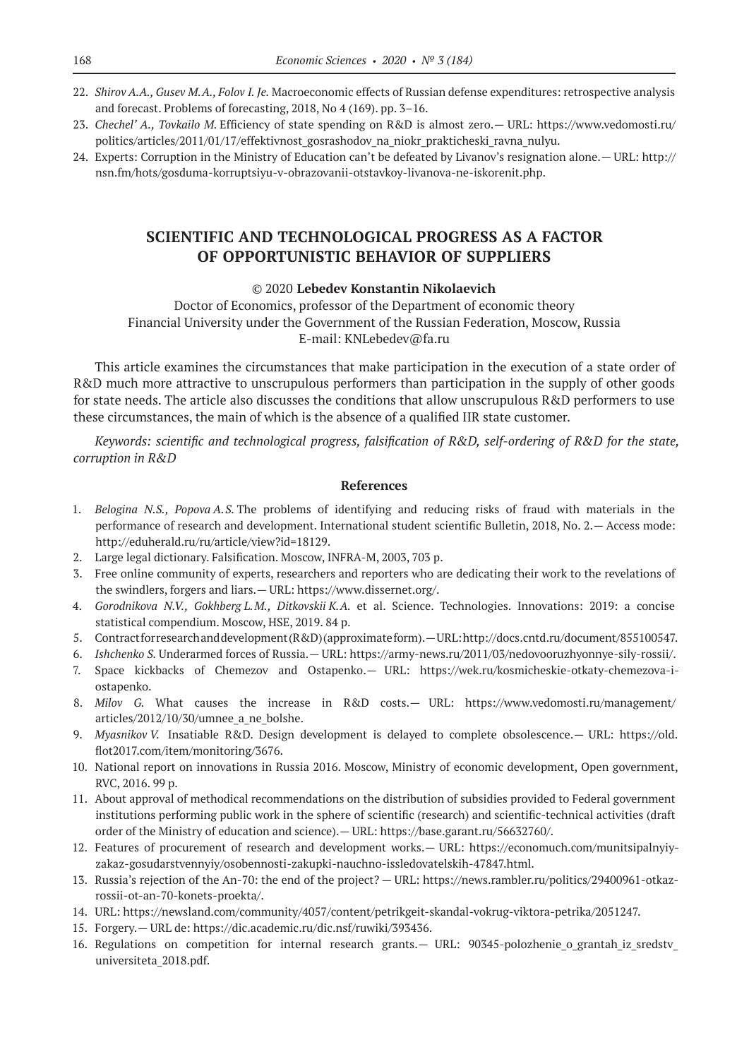22. *Shirov A.A., Gusev M.A., Folov I. Je.* Macroeconomic effects of Russian defense expenditures: retrospective analysis and forecast. Problems of forecasting, 2018, No 4 (169). pp. 3–16.
23. *Chechel' A., Tovkailo M.* Efficiency of state spending on R&D is almost zero.— URL: https://www.vedomosti.ru/politics/articles/2011/01/17/effektivnost_gosrashodov_na_niokr_prakticheski_ravna_nulyu.
24. Experts: Corruption in the Ministry of Education can't be defeated by Livanov's resignation alone.— URL: http://nsn.fm/hots/gosduma-korruptsiyu-v-obrazovanii-otstavkoy-livanova-ne-iskorenit.php.

## SCIENTIFIC AND TECHNOLOGICAL PROGRESS AS A FACTOR OF OPPORTUNISTIC BEHAVIOR OF SUPPLIERS

© 2020 **Lebedev Konstantin Nikolaevich**

Doctor of Economics, professor of the Department of economic theory
Financial University under the Government of the Russian Federation, Moscow, Russia
E-mail: KNLebedev@fa.ru

This article examines the circumstances that make participation in the execution of a state order of R&D much more attractive to unscrupulous performers than participation in the supply of other goods for state needs. The article also discusses the conditions that allow unscrupulous R&D performers to use these circumstances, the main of which is the absence of a qualified IIR state customer.

*Keywords: scientific and technological progress, falsification of R&D, self-ordering of R&D for the state, corruption in R&D*

### References

1. *Belogina N.S., Popova A.S.* The problems of identifying and reducing risks of fraud with materials in the performance of research and development. International student scientific Bulletin, 2018, No. 2.— Access mode: http://eduherald.ru/ru/article/view?id=18129.
2. Large legal dictionary. Falsification. Moscow, INFRA-M, 2003, 703 p.
3. Free online community of experts, researchers and reporters who are dedicating their work to the revelations of the swindlers, forgers and liars.— URL: https://www.dissernet.org/.
4. *Gorodnikova N.V., Gokhberg L.M., Ditkovskii K.A.* et al. Science. Technologies. Innovations: 2019: a concise statistical compendium. Moscow, HSE, 2019. 84 p.
5. Contract for research and development (R&D) (approximate form).— URL: http://docs.cntd.ru/document/855100547.
6. *Ishchenko S.* Underarmed forces of Russia.— URL: https://army-news.ru/2011/03/nedovooruzhyonnye-sily-rossii/.
7. Space kickbacks of Chemezov and Ostapenko.— URL: https://wek.ru/kosmicheskie-otkaty-chemezova-i-ostapenko.
8. *Milov G.* What causes the increase in R&D costs.— URL: https://www.vedomosti.ru/management/articles/2012/10/30/umnee_a_ne_bolshe.
9. *Myasnikov V.* Insatiable R&D. Design development is delayed to complete obsolescence.— URL: https://old.flot2017.com/item/monitoring/3676.
10. National report on innovations in Russia 2016. Moscow, Ministry of economic development, Open government, RVC, 2016. 99 p.
11. About approval of methodical recommendations on the distribution of subsidies provided to Federal government institutions performing public work in the sphere of scientific (research) and scientific-technical activities (draft order of the Ministry of education and science).— URL: https://base.garant.ru/56632760/.
12. Features of procurement of research and development works.— URL: https://economuch.com/munitsipalnyiy-zakaz-gosudarstvennyiy/osobennosti-zakupki-nauchno-issledovatelskih-47847.html.
13. Russia's rejection of the An-70: the end of the project? — URL: https://news.rambler.ru/politics/29400961-otkaz-rossii-ot-an-70-konets-proekta/.
14. URL: https://newsland.com/community/4057/content/petrikgeit-skandal-vokrug-viktora-petrika/2051247.
15. Forgery.— URL de: https://dic.academic.ru/dic.nsf/ruwiki/393436.
16. Regulations on competition for internal research grants.— URL: 90345-polozhenie_o_grantah_iz_sredstv_universiteta_2018.pdf.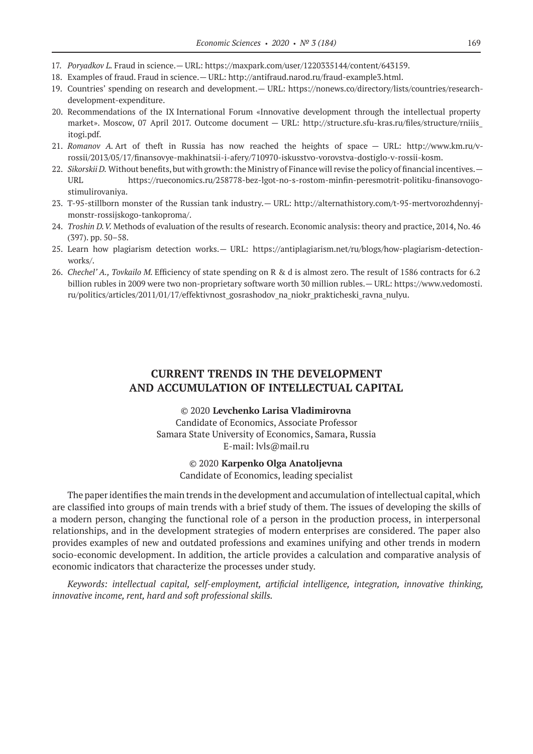17. *Poryadkov L.* Fraud in science.— URL: https://maxpark.com/user/1220335144/content/643159.
18. Examples of fraud. Fraud in science.— URL: http://antifraud.narod.ru/fraud-example3.html.
19. Countries' spending on research and development.— URL: https://nonews.co/directory/lists/countries/research-development-expenditure.
20. Recommendations of the IX International Forum «Innovative development through the intellectual property market». Moscow, 07 April 2017. Outcome document — URL: http://structure.sfu-kras.ru/files/structure/rniiis_itogi.pdf.
21. *Romanov A.* Art of theft in Russia has now reached the heights of space — URL: http://www.km.ru/v-rossii/2013/05/17/finansovye-makhinatsii-i-afery/710970-iskusstvo-vorovstva-dostiglo-v-rossii-kosm.
22. *Sikorskii D.* Without benefits, but with growth: the Ministry of Finance will revise the policy of financial incentives.— URL https://rueconomics.ru/258778-bez-lgot-no-s-rostom-minfin-peresmotrit-politiku-finansovogo-stimulirovaniya.
23. T-95-stillborn monster of the Russian tank industry.— URL: http://alternathistory.com/t-95-mertvorozhdennyj-monstr-rossijskogo-tankoproma/.
24. *Troshin D.V.* Methods of evaluation of the results of research. Economic analysis: theory and practice, 2014, No. 46 (397). pp. 50–58.
25. Learn how plagiarism detection works.— URL: https://antiplagiarism.net/ru/blogs/how-plagiarism-detection-works/.
26. *Chechel' A., Tovkailo M.* Efficiency of state spending on R & d is almost zero. The result of 1586 contracts for 6.2 billion rubles in 2009 were two non-proprietary software worth 30 million rubles.— URL: https://www.vedomosti.ru/politics/articles/2011/01/17/effektivnost_gosrashodov_na_niokr_prakticheski_ravna_nulyu.

# CURRENT TRENDS IN THE DEVELOPMENT AND ACCUMULATION OF INTELLECTUAL CAPITAL

© 2020 **Levchenko Larisa Vladimirovna**
Candidate of Economics, Associate Professor
Samara State University of Economics, Samara, Russia
E-mail: lvls@mail.ru

© 2020 **Karpenko Olga Anatoljevna**
Candidate of Economics, leading specialist

The paper identifies the main trends in the development and accumulation of intellectual capital, which are classified into groups of main trends with a brief study of them. The issues of developing the skills of a modern person, changing the functional role of a person in the production process, in interpersonal relationships, and in the development strategies of modern enterprises are considered. The paper also provides examples of new and outdated professions and examines unifying and other trends in modern socio-economic development. In addition, the article provides a calculation and comparative analysis of economic indicators that characterize the processes under study.

*Keywords: intellectual capital, self-employment, artificial intelligence, integration, innovative thinking, innovative income, rent, hard and soft professional skills.*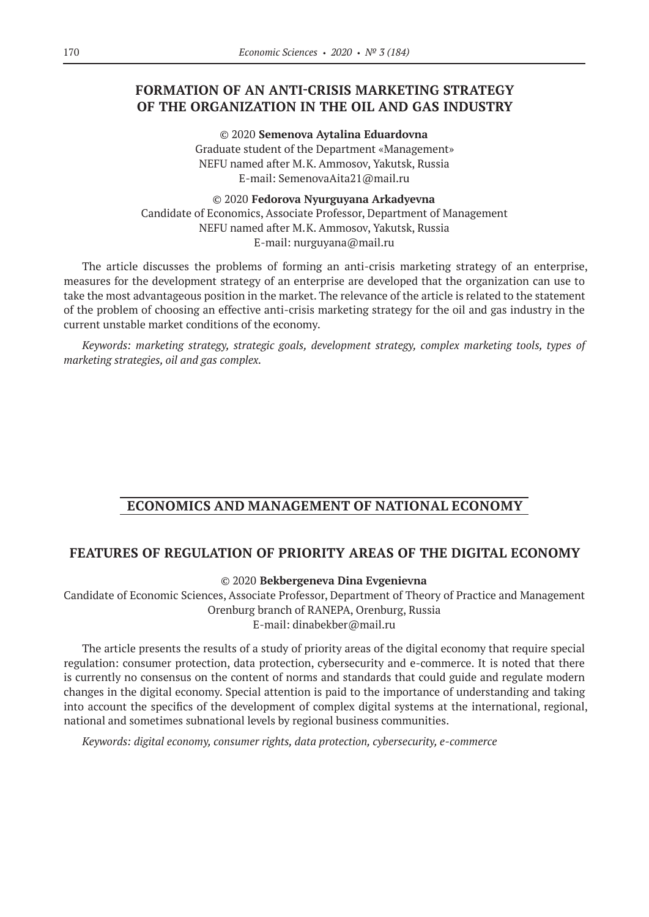## FORMATION OF AN ANTI-CRISIS MARKETING STRATEGY OF THE ORGANIZATION IN THE OIL AND GAS INDUSTRY

© 2020 **Semenova Aytalina Eduardovna**
Graduate student of the Department «Management»
NEFU named after M.K. Ammosov, Yakutsk, Russia
E-mail: SemenovaAita21@mail.ru

© 2020 **Fedorova Nyurguyana Arkadyevna**
Candidate of Economics, Associate Professor, Department of Management
NEFU named after M.K. Ammosov, Yakutsk, Russia
E-mail: nurguyana@mail.ru

The article discusses the problems of forming an anti-crisis marketing strategy of an enterprise, measures for the development strategy of an enterprise are developed that the organization can use to take the most advantageous position in the market. The relevance of the article is related to the statement of the problem of choosing an effective anti-crisis marketing strategy for the oil and gas industry in the current unstable market conditions of the economy.

*Keywords: marketing strategy, strategic goals, development strategy, complex marketing tools, types of marketing strategies, oil and gas complex.*

# ECONOMICS AND MANAGEMENT OF NATIONAL ECONOMY

## FEATURES OF REGULATION OF PRIORITY AREAS OF THE DIGITAL ECONOMY

© 2020 **Bekbergeneva Dina Evgenievna**
Candidate of Economic Sciences, Associate Professor, Department of Theory of Practice and Management
Orenburg branch of RANEPA, Orenburg, Russia
E-mail: dinabekber@mail.ru

The article presents the results of a study of priority areas of the digital economy that require special regulation: consumer protection, data protection, cybersecurity and e-commerce. It is noted that there is currently no consensus on the content of norms and standards that could guide and regulate modern changes in the digital economy. Special attention is paid to the importance of understanding and taking into account the specifics of the development of complex digital systems at the international, regional, national and sometimes subnational levels by regional business communities.

*Keywords: digital economy, consumer rights, data protection, cybersecurity, e-commerce*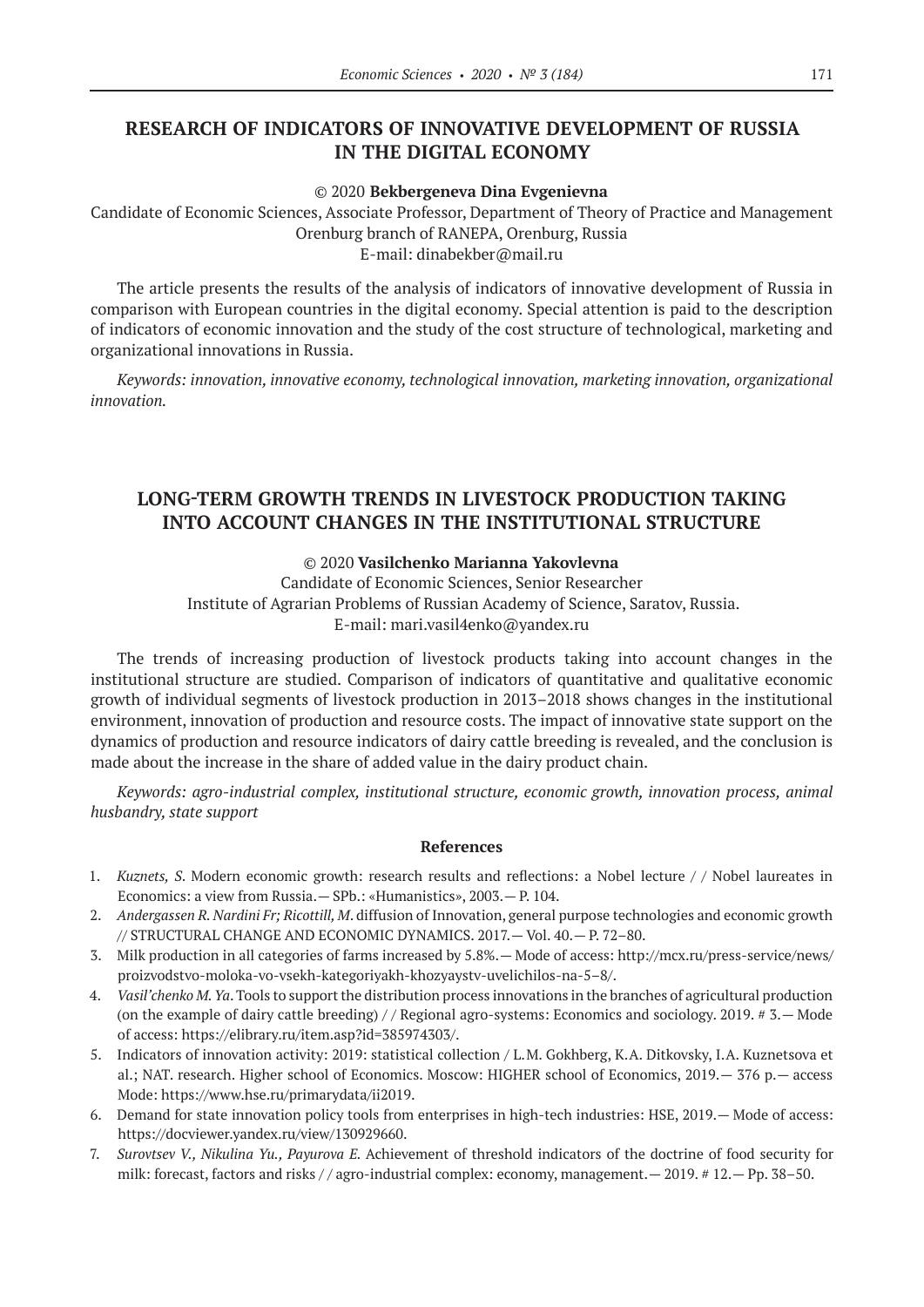## RESEARCH OF INDICATORS OF INNOVATIVE DEVELOPMENT OF RUSSIA IN THE DIGITAL ECONOMY

© 2020 **Bekbergeneva Dina Evgenievna**

Candidate of Economic Sciences, Associate Professor, Department of Theory of Practice and Management
Orenburg branch of RANEPA, Orenburg, Russia
E-mail: dinabekber@mail.ru

The article presents the results of the analysis of indicators of innovative development of Russia in comparison with European countries in the digital economy. Special attention is paid to the description of indicators of economic innovation and the study of the cost structure of technological, marketing and organizational innovations in Russia.

*Keywords: innovation, innovative economy, technological innovation, marketing innovation, organizational innovation.*

## LONG-TERM GROWTH TRENDS IN LIVESTOCK PRODUCTION TAKING INTO ACCOUNT CHANGES IN THE INSTITUTIONAL STRUCTURE

© 2020 **Vasilchenko Marianna Yakovlevna**

Candidate of Economic Sciences, Senior Researcher
Institute of Agrarian Problems of Russian Academy of Science, Saratov, Russia.
E-mail: mari.vasil4enko@yandex.ru

The trends of increasing production of livestock products taking into account changes in the institutional structure are studied. Comparison of indicators of quantitative and qualitative economic growth of individual segments of livestock production in 2013–2018 shows changes in the institutional environment, innovation of production and resource costs. The impact of innovative state support on the dynamics of production and resource indicators of dairy cattle breeding is revealed, and the conclusion is made about the increase in the share of added value in the dairy product chain.

*Keywords: agro-industrial complex, institutional structure, economic growth, innovation process, animal husbandry, state support*

### References

1. *Kuznets, S.* Modern economic growth: research results and reflections: a Nobel lecture / / Nobel laureates in Economics: a view from Russia.— SPb.: «Humanistics», 2003.— P. 104.
2. *Andergassen R. Nardini Fr; Ricottill, M.* diffusion of Innovation, general purpose technologies and economic growth // STRUCTURAL CHANGE AND ECONOMIC DYNAMICS. 2017.— Vol. 40.— P. 72–80.
3. Milk production in all categories of farms increased by 5.8%.— Mode of access: http://mcx.ru/press-service/news/proizvodstvo-moloka-vo-vsekh-kategoriyakh-khozyaystv-uvelichilos-na-5-8/.
4. *Vasil'chenko M. Ya.* Tools to support the distribution process innovations in the branches of agricultural production (on the example of dairy cattle breeding) / / Regional agro-systems: Economics and sociology. 2019. # 3.— Mode of access: https://elibrary.ru/item.asp?id=385974303/.
5. Indicators of innovation activity: 2019: statistical collection / L.M. Gokhberg, K.A. Ditkovsky, I.A. Kuznetsova et al.; NAT. research. Higher school of Economics. Moscow: HIGHER school of Economics, 2019.— 376 p.— access Mode: https://www.hse.ru/primarydata/ii2019.
6. Demand for state innovation policy tools from enterprises in high-tech industries: HSE, 2019.— Mode of access: https://docviewer.yandex.ru/view/130929660.
7. *Surovtsev V., Nikulina Yu., Payurova E.* Achievement of threshold indicators of the doctrine of food security for milk: forecast, factors and risks / / agro-industrial complex: economy, management.— 2019. # 12.— Pp. 38–50.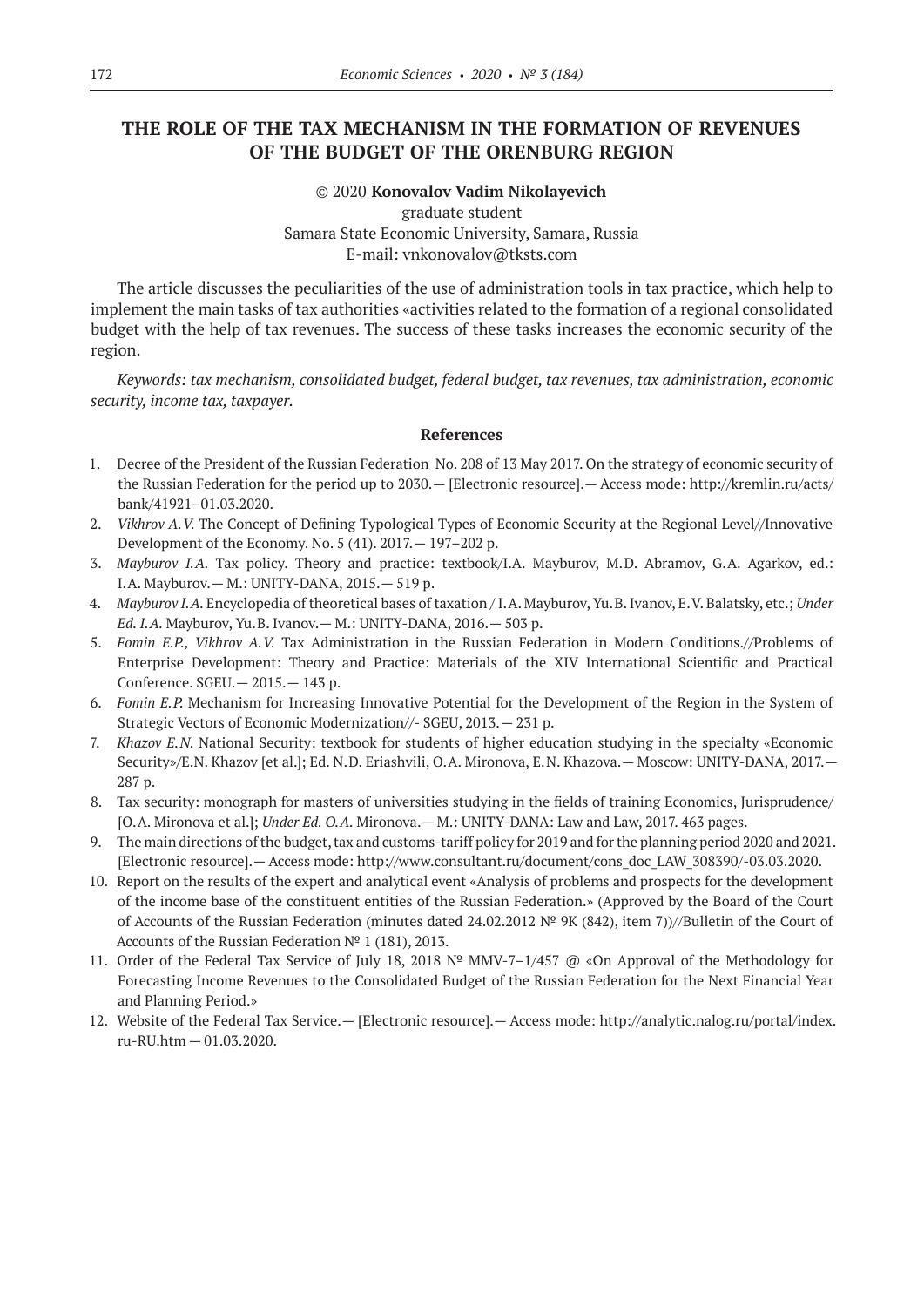# THE ROLE OF THE TAX MECHANISM IN THE FORMATION OF REVENUES OF THE BUDGET OF THE ORENBURG REGION

© 2020 **Konovalov Vadim Nikolayevich**
graduate student
Samara State Economic University, Samara, Russia
E-mail: vnkonovalov@tksts.com

The article discusses the peculiarities of the use of administration tools in tax practice, which help to implement the main tasks of tax authorities «activities related to the formation of a regional consolidated budget with the help of tax revenues. The success of these tasks increases the economic security of the region.

*Keywords: tax mechanism, consolidated budget, federal budget, tax revenues, tax administration, economic security, income tax, taxpayer.*

### References

1. Decree of the President of the Russian Federation No. 208 of 13 May 2017. On the strategy of economic security of the Russian Federation for the period up to 2030.— [Electronic resource].— Access mode: http://kremlin.ru/acts/bank/41921–01.03.2020.
2. *Vikhrov A.V.* The Concept of Defining Typological Types of Economic Security at the Regional Level//Innovative Development of the Economy. No. 5 (41). 2017.— 197–202 p.
3. *Mayburov I.A.* Tax policy. Theory and practice: textbook/I.A. Mayburov, M.D. Abramov, G.A. Agarkov, ed.: I.A. Mayburov.— M.: UNITY-DANA, 2015.— 519 p.
4. *Mayburov I.A.* Encyclopedia of theoretical bases of taxation / I.A. Mayburov, Yu.B. Ivanov, E.V. Balatsky, etc.; *Under Ed. I.A.* Mayburov, Yu.B. Ivanov.— M.: UNITY-DANA, 2016.— 503 p.
5. *Fomin E.P., Vikhrov A.V.* Tax Administration in the Russian Federation in Modern Conditions.//Problems of Enterprise Development: Theory and Practice: Materials of the XIV International Scientific and Practical Conference. SGEU.— 2015.— 143 p.
6. *Fomin E.P.* Mechanism for Increasing Innovative Potential for the Development of the Region in the System of Strategic Vectors of Economic Modernization//- SGEU, 2013.— 231 p.
7. *Khazov E.N.* National Security: textbook for students of higher education studying in the specialty «Economic Security»/E.N. Khazov [et al.]; Ed. N.D. Eriashvili, O.A. Mironova, E.N. Khazova.— Moscow: UNITY-DANA, 2017.— 287 p.
8. Tax security: monograph for masters of universities studying in the fields of training Economics, Jurisprudence/ [O.A. Mironova et al.]; *Under Ed. O.A.* Mironova.— M.: UNITY-DANA: Law and Law, 2017. 463 pages.
9. The main directions of the budget, tax and customs-tariff policy for 2019 and for the planning period 2020 and 2021. [Electronic resource].— Access mode: http://www.consultant.ru/document/cons_doc_LAW_308390/-03.03.2020.
10. Report on the results of the expert and analytical event «Analysis of problems and prospects for the development of the income base of the constituent entities of the Russian Federation.» (Approved by the Board of the Court of Accounts of the Russian Federation (minutes dated 24.02.2012 № 9K (842), item 7))//Bulletin of the Court of Accounts of the Russian Federation № 1 (181), 2013.
11. Order of the Federal Tax Service of July 18, 2018 № MMV-7–1/457 @ «On Approval of the Methodology for Forecasting Income Revenues to the Consolidated Budget of the Russian Federation for the Next Financial Year and Planning Period.»
12. Website of the Federal Tax Service.— [Electronic resource].— Access mode: http://analytic.nalog.ru/portal/index.ru-RU.htm — 01.03.2020.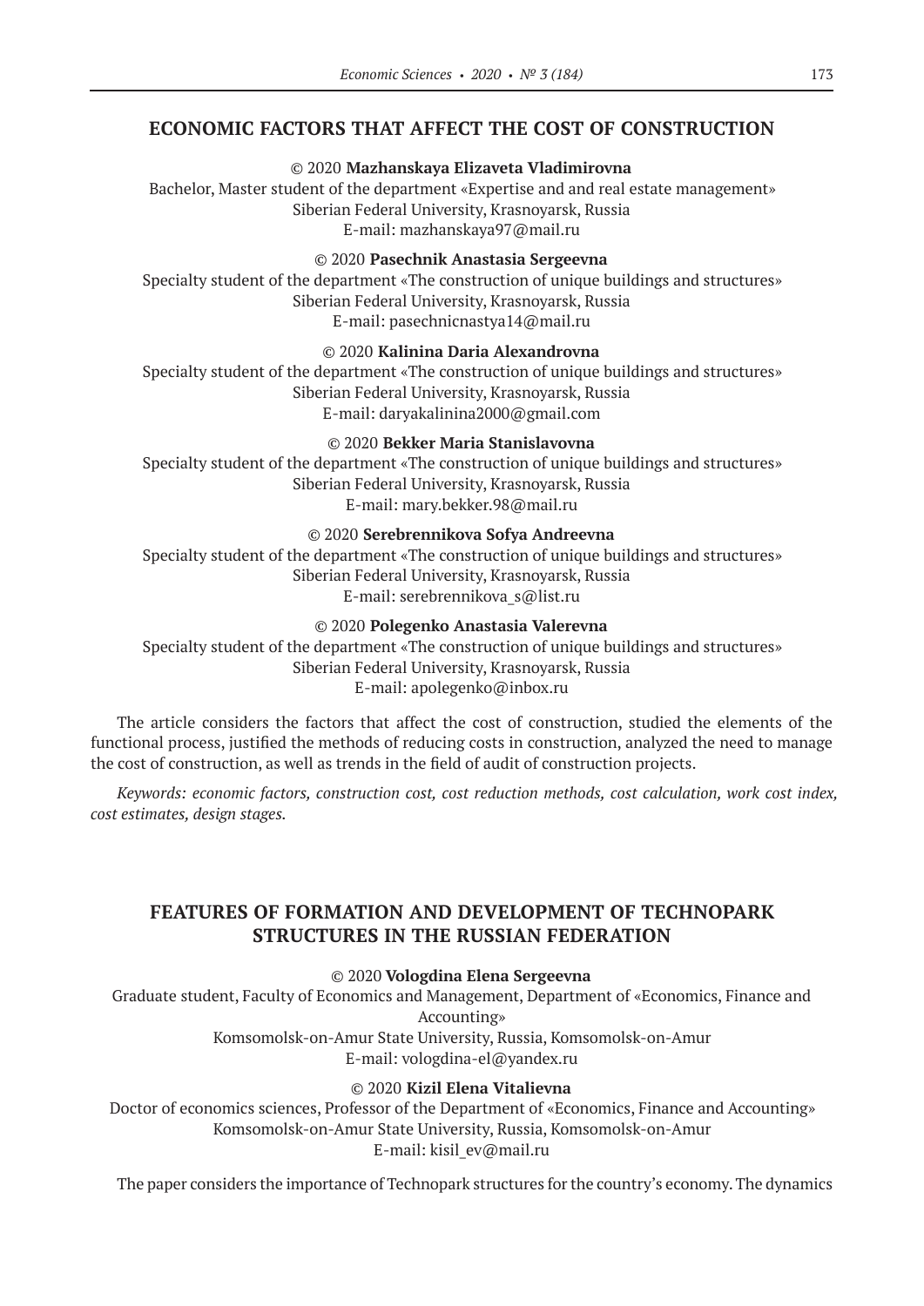## ECONOMIC FACTORS THAT AFFECT THE COST OF CONSTRUCTION

© 2020 **Mazhanskaya Elizaveta Vladimirovna**
Bachelor, Master student of the department «Expertise and and real estate management»
Siberian Federal University, Krasnoyarsk, Russia
E-mail: mazhanskaya97@mail.ru

© 2020 **Pasechnik Anastasia Sergeevna**
Specialty student of the department «The construction of unique buildings and structures»
Siberian Federal University, Krasnoyarsk, Russia
E-mail: pasechnicnastya14@mail.ru

© 2020 **Kalinina Daria Alexandrovna**
Specialty student of the department «The construction of unique buildings and structures»
Siberian Federal University, Krasnoyarsk, Russia
E-mail: daryakalinina2000@gmail.com

© 2020 **Bekker Maria Stanislavovna**
Specialty student of the department «The construction of unique buildings and structures»
Siberian Federal University, Krasnoyarsk, Russia
E-mail: mary.bekker.98@mail.ru

© 2020 **Serebrennikova Sofya Andreevna**
Specialty student of the department «The construction of unique buildings and structures»
Siberian Federal University, Krasnoyarsk, Russia
E-mail: serebrennikova_s@list.ru

© 2020 **Polegenko Anastasia Valerevna**
Specialty student of the department «The construction of unique buildings and structures»
Siberian Federal University, Krasnoyarsk, Russia
E-mail: apolegenko@inbox.ru

The article considers the factors that affect the cost of construction, studied the elements of the functional process, justified the methods of reducing costs in construction, analyzed the need to manage the cost of construction, as well as trends in the field of audit of construction projects.

*Keywords: economic factors, construction cost, cost reduction methods, cost calculation, work cost index, cost estimates, design stages.*

## FEATURES OF FORMATION AND DEVELOPMENT OF TECHNOPARK STRUCTURES IN THE RUSSIAN FEDERATION

© 2020 **Vologdina Elena Sergeevna**
Graduate student, Faculty of Economics and Management, Department of «Economics, Finance and Accounting»
Komsomolsk-on-Amur State University, Russia, Komsomolsk-on-Amur
E-mail: vologdina-el@yandex.ru

© 2020 **Kizil Elena Vitalievna**
Doctor of economics sciences, Professor of the Department of «Economics, Finance and Accounting»
Komsomolsk-on-Amur State University, Russia, Komsomolsk-on-Amur
E-mail: kisil_ev@mail.ru

The paper considers the importance of Technopark structures for the country's economy. The dynamics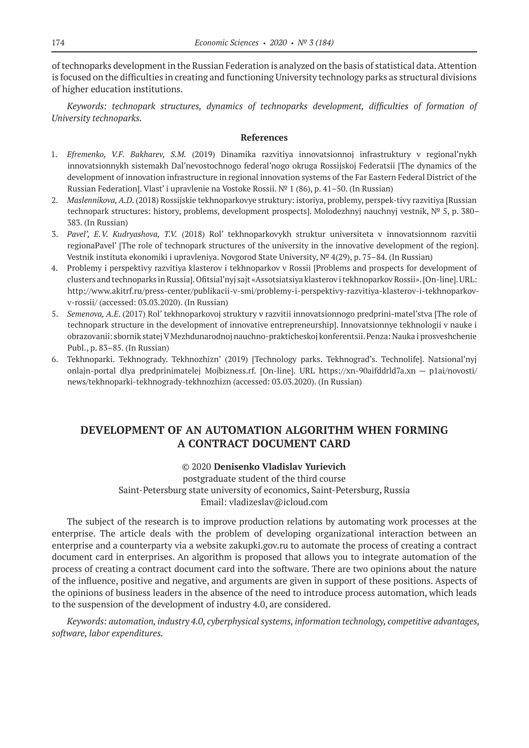of technoparks development in the Russian Federation is analyzed on the basis of statistical data. Attention is focused on the difficulties in creating and functioning University technology parks as structural divisions of higher education institutions.

*Keywords: technopark structures, dynamics of technoparks development, difficulties of formation of University technoparks.*

**References**

1. *Efremenko, V.F. Bakharev, S.M.* (2019) Dinamika razvitiya innovatsionnoj infrastruktury v regional'nykh innovatsionnykh sistemakh Dal'nevostochnogo federal'nogo okruga Rossijskoj Federatsii [The dynamics of the development of innovation infrastructure in regional innovation systems of the Far Eastern Federal District of the Russian Federation]. Vlast' i upravlenie na Vostoke Rossii. № 1 (86), p. 41–50. (In Russian)
2. *Maslennikova, A.D*. (2018) Rossijskie tekhnoparkovye struktury: istoriya, problemy, perspek-tivy razvitiya [Russian technopark structures: history, problems, development prospects]. Molodezhnyj nauchnyj vestnik, № 5, p. 380–383. (In Russian)
3. *Pavel', E.V. Kudryashova, T.V.* (2018) Rol' tekhnoparkovykh struktur universiteta v innovatsionnom razvitii regionaPavel' [The role of technopark structures of the university in the innovative development of the region]. Vestnik instituta ekonomiki i upravleniya. Novgorod State University, № 4(29), p. 75–84. (In Russian)
4. Problemy i perspektivy razvitiya klasterov i tekhnoparkov v Rossii [Problems and prospects for development of clusters and technoparks in Russia]. Ofitsial'nyj sajt «Assotsiatsiya klasterov i tekhnoparkov Rossii». [On-line]. URL: http://www.akitrf.ru/press-center/publikacii-v-smi/problemy-i-perspektivy-razvitiya-klasterov-i-tekhnoparkov-v-rossii/ (accessed: 03.03.2020). (In Russian)
5. *Semenova, A.E*. (2017) Rol' tekhnoparkovoj struktury v razvitii innovatsionnogo predprini-matel'stva [The role of technopark structure in the development of innovative entrepreneurship]. Innovatsionnye tekhnologii v nauke i obrazovanii: sbornik statej V Mezhdunarodnoj nauchno-prakticheskoj konferentsii. Penza: Nauka i prosveshchenie Publ., p. 83–85. (In Russian)
6. Tekhnoparki. Tekhnogrady. Tekhnozhizn' (2019) [Technology parks. Tekhnograd's. Technolife]. Natsional'nyj onlajn-portal dlya predprinimatelej Mojbizness.rf. [On-line]. URL https://xn-90aifddrld7a.xn — p1ai/novosti/news/tekhnoparki-tekhnogrady-tekhnozhizn (accessed: 03.03.2020). (In Russian)

## DEVELOPMENT OF AN AUTOMATION ALGORITHM WHEN FORMING A CONTRACT DOCUMENT CARD

© 2020 **Denisenko Vladislav Yurievich**

postgraduate student of the third course
Saint-Petersburg state university of economics, Saint-Petersburg, Russia
Email: vladizeslav@icloud.com

The subject of the research is to improve production relations by automating work processes at the enterprise. The article deals with the problem of developing organizational interaction between an enterprise and a counterparty via a website zakupki.gov.ru to automate the process of creating a contract document card in enterprises. An algorithm is proposed that allows you to integrate automation of the process of creating a contract document card into the software. There are two opinions about the nature of the influence, positive and negative, and arguments are given in support of these positions. Aspects of the opinions of business leaders in the absence of the need to introduce process automation, which leads to the suspension of the development of industry 4.0, are considered.

*Keywords: automation, industry 4.0, cyberphysical systems, information technology, competitive advantages, software, labor expenditures.*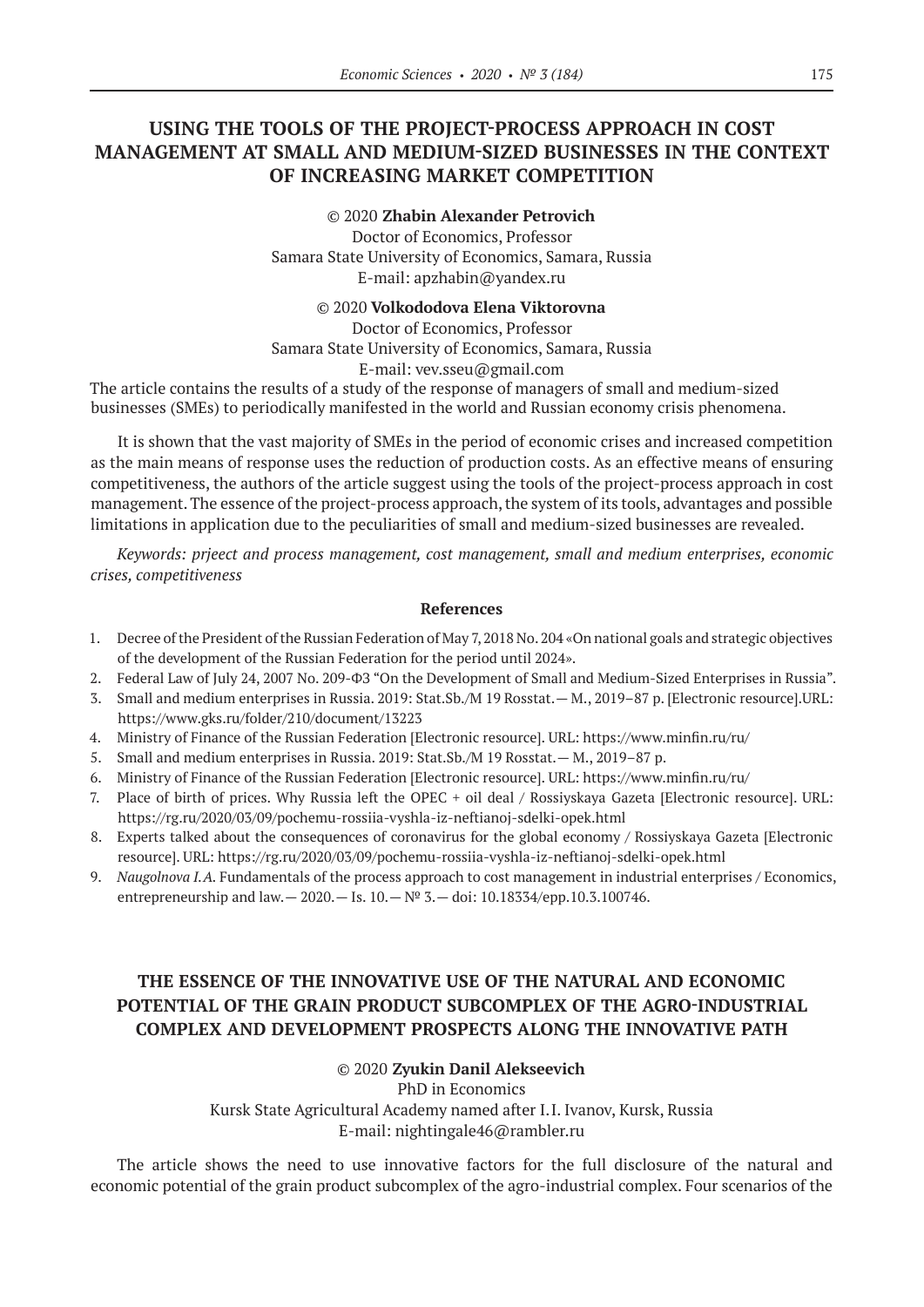## USING THE TOOLS OF THE PROJECT-PROCESS APPROACH IN COST MANAGEMENT AT SMALL AND MEDIUM-SIZED BUSINESSES IN THE CONTEXT OF INCREASING MARKET COMPETITION

© 2020 **Zhabin Alexander Petrovich**
Doctor of Economics, Professor
Samara State University of Economics, Samara, Russia
E-mail: apzhabin@yandex.ru

© 2020 **Volkododova Elena Viktorovna**
Doctor of Economics, Professor
Samara State University of Economics, Samara, Russia
E-mail: vev.sseu@gmail.com

The article contains the results of a study of the response of managers of small and medium-sized businesses (SMEs) to periodically manifested in the world and Russian economy crisis phenomena.

It is shown that the vast majority of SMEs in the period of economic crises and increased competition as the main means of response uses the reduction of production costs. As an effective means of ensuring competitiveness, the authors of the article suggest using the tools of the project-process approach in cost management. The essence of the project-process approach, the system of its tools, advantages and possible limitations in application due to the peculiarities of small and medium-sized businesses are revealed.

*Keywords: prjeect and process management, cost management, small and medium enterprises, economic crises, competitiveness*

**References**

1. Decree of the President of the Russian Federation of May 7, 2018 No. 204 «On national goals and strategic objectives of the development of the Russian Federation for the period until 2024».
2. Federal Law of July 24, 2007 No. 209-ФЗ "On the Development of Small and Medium-Sized Enterprises in Russia".
3. Small and medium enterprises in Russia. 2019: Stat.Sb./M 19 Rosstat.— M., 2019–87 p. [Electronic resource].URL: https://www.gks.ru/folder/210/document/13223
4. Ministry of Finance of the Russian Federation [Electronic resource]. URL: https://www.minfin.ru/ru/
5. Small and medium enterprises in Russia. 2019: Stat.Sb./M 19 Rosstat.— M., 2019–87 p.
6. Ministry of Finance of the Russian Federation [Electronic resource]. URL: https://www.minfin.ru/ru/
7. Place of birth of prices. Why Russia left the OPEC + oil deal / Rossiyskaya Gazeta [Electronic resource]. URL: https://rg.ru/2020/03/09/pochemu-rossiia-vyshla-iz-neftianoj-sdelki-opek.html
8. Experts talked about the consequences of coronavirus for the global economy / Rossiyskaya Gazeta [Electronic resource]. URL: https://rg.ru/2020/03/09/pochemu-rossiia-vyshla-iz-neftianoj-sdelki-opek.html
9. *Naugolnova I.A.* Fundamentals of the process approach to cost management in industrial enterprises / Economics, entrepreneurship and law.— 2020.— Is. 10.— № 3.— doi: 10.18334/epp.10.3.100746.

## THE ESSENCE OF THE INNOVATIVE USE OF THE NATURAL AND ECONOMIC POTENTIAL OF THE GRAIN PRODUCT SUBCOMPLEX OF THE AGRO-INDUSTRIAL COMPLEX AND DEVELOPMENT PROSPECTS ALONG THE INNOVATIVE PATH

© 2020 **Zyukin Danil Alekseevich**
PhD in Economics
Kursk State Agricultural Academy named after I.I. Ivanov, Kursk, Russia
E-mail: nightingale46@rambler.ru

The article shows the need to use innovative factors for the full disclosure of the natural and economic potential of the grain product subcomplex of the agro-industrial complex. Four scenarios of the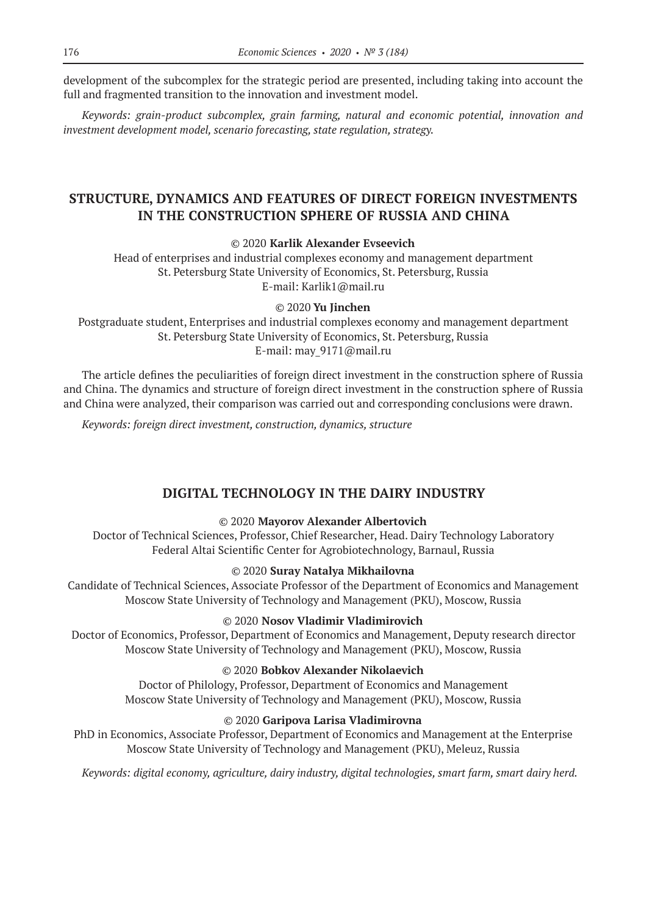development of the subcomplex for the strategic period are presented, including taking into account the full and fragmented transition to the innovation and investment model.

*Keywords: grain-product subcomplex, grain farming, natural and economic potential, innovation and investment development model, scenario forecasting, state regulation, strategy.*

## STRUCTURE, DYNAMICS AND FEATURES OF DIRECT FOREIGN INVESTMENTS IN THE CONSTRUCTION SPHERE OF RUSSIA AND CHINA

© 2020 **Karlik Alexander Evseevich**

Head of enterprises and industrial complexes economy and management department
St. Petersburg State University of Economics, St. Petersburg, Russia
E-mail: Karlik1@mail.ru

© 2020 **Yu Jinchen**

Postgraduate student, Enterprises and industrial complexes economy and management department
St. Petersburg State University of Economics, St. Petersburg, Russia
E-mail: may_9171@mail.ru

The article defines the peculiarities of foreign direct investment in the construction sphere of Russia and China. The dynamics and structure of foreign direct investment in the construction sphere of Russia and China were analyzed, their comparison was carried out and corresponding conclusions were drawn.

*Keywords: foreign direct investment, construction, dynamics, structure*

## DIGITAL TECHNOLOGY IN THE DAIRY INDUSTRY

© 2020 **Mayorov Alexander Albertovich**

Doctor of Technical Sciences, Professor, Chief Researcher, Head. Dairy Technology Laboratory
Federal Altai Scientific Center for Agrobiotechnology, Barnaul, Russia

© 2020 **Suray Natalya Mikhailovna**

Candidate of Technical Sciences, Associate Professor of the Department of Economics and Management
Moscow State University of Technology and Management (PKU), Moscow, Russia

© 2020 **Nosov Vladimir Vladimirovich**

Doctor of Economics, Professor, Department of Economics and Management, Deputy research director
Moscow State University of Technology and Management (PKU), Moscow, Russia

© 2020 **Bobkov Alexander Nikolaevich**

Doctor of Philology, Professor, Department of Economics and Management
Moscow State University of Technology and Management (PKU), Moscow, Russia

© 2020 **Garipova Larisa Vladimirovna**

PhD in Economics, Associate Professor, Department of Economics and Management at the Enterprise
Moscow State University of Technology and Management (PKU), Meleuz, Russia

*Keywords: digital economy, agriculture, dairy industry, digital technologies, smart farm, smart dairy herd.*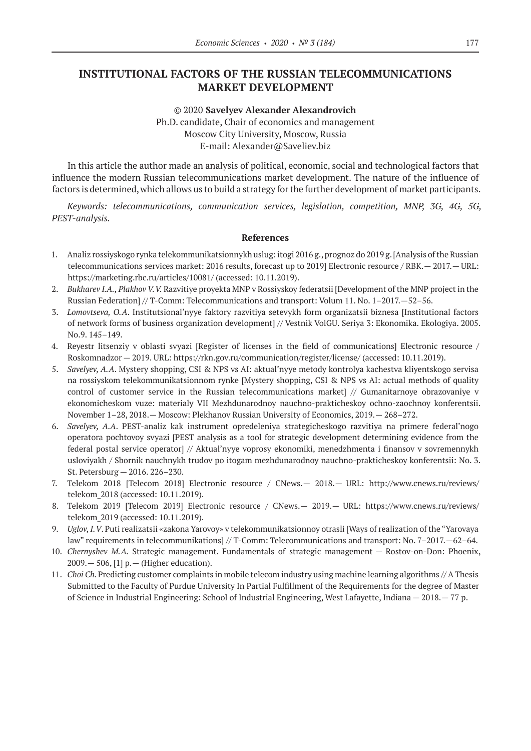# INSTITUTIONAL FACTORS OF THE RUSSIAN TELECOMMUNICATIONS MARKET DEVELOPMENT

© 2020 **Savelyev Alexander Alexandrovich**
Ph.D. candidate, Chair of economics and management
Moscow City University, Moscow, Russia
E-mail: Alexander@Saveliev.biz

In this article the author made an analysis of political, economic, social and technological factors that influence the modern Russian telecommunications market development. The nature of the influence of factors is determined, which allows us to build a strategy for the further development of market participants.

*Keywords: telecommunications, communication services, legislation, competition, MNP, 3G, 4G, 5G, PEST-analysis.*

### References

1. Analiz rossiyskogo rynka telekommunikatsionnykh uslug: itogi 2016 g., prognoz do 2019 g. [Analysis of the Russian telecommunications services market: 2016 results, forecast up to 2019] Electronic resource / RBK.— 2017.— URL: https://marketing.rbc.ru/articles/10081/ (accessed: 10.11.2019).
2. *Bukharev I.A., Plakhov V.V.* Razvitiye proyekta MNP v Rossiyskoy federatsii [Development of the MNP project in the Russian Federation] // T-Comm: Telecommunications and transport: Volum 11. No. 1–2017.—52–56.
3. *Lomovtseva, O.A.* Institutsional'nyye faktory razvitiya setevykh form organizatsii biznesa [Institutional factors of network forms of business organization development] // Vestnik VolGU. Seriya 3: Ekonomika. Ekologiya. 2005. No.9. 145–149.
4. Reyestr litsenziy v oblasti svyazi [Register of licenses in the field of communications] Electronic resource / Roskomnadzor — 2019. URL: https://rkn.gov.ru/communication/register/license/ (accessed: 10.11.2019).
5. *Savelyev, A.A.* Mystery shopping, CSI & NPS vs AI: aktual'nyye metody kontrolya kachestva kliyentskogo servisa na rossiyskom telekommunikatsionnom rynke [Mystery shopping, CSI & NPS vs AI: actual methods of quality control of customer service in the Russian telecommunications market] // Gumanitarnoye obrazovaniye v ekonomicheskom vuze: materialy VII Mezhdunarodnoy nauchno-prakticheskoy ochno-zaochnoy konferentsii. November 1–28, 2018.— Moscow: Plekhanov Russian University of Economics, 2019.— 268–272.
6. *Savelyev, A.A.* PEST-analiz kak instrument opredeleniya strategicheskogo razvitiya na primere federal'nogo operatora pochtovoy svyazi [PEST analysis as a tool for strategic development determining evidence from the federal postal service operator] // Aktual'nyye voprosy ekonomiki, menedzhmenta i finansov v sovremennykh usloviyakh / Sbornik nauchnykh trudov po itogam mezhdunarodnoy nauchno-prakticheskoy konferentsii: No. 3. St. Petersburg — 2016. 226–230.
7. Telekom 2018 [Telecom 2018] Electronic resource / CNews.— 2018.— URL: http://www.cnews.ru/reviews/telekom_2018 (accessed: 10.11.2019).
8. Telekom 2019 [Telecom 2019] Electronic resource / CNews.— 2019.— URL: https://www.cnews.ru/reviews/telekom_2019 (accessed: 10.11.2019).
9. *Uglov, I.V.* Puti realizatsii «zakona Yarovoy» v telekommunikatsionnoy otrasli [Ways of realization of the "Yarovaya law" requirements in telecommunikations] // T-Comm: Telecommunications and transport: No. 7–2017.—62–64.
10. *Chernyshev M.A.* Strategic management. Fundamentals of strategic management — Rostov-on-Don: Phoenix, 2009.— 506, [1] p.— (Higher education).
11. *Choi Ch.* Predicting customer complaints in mobile telecom industry using machine learning algorithms // A Thesis Submitted to the Faculty of Purdue University In Partial Fulfillment of the Requirements for the degree of Master of Science in Industrial Engineering: School of Industrial Engineering, West Lafayette, Indiana — 2018.— 77 p.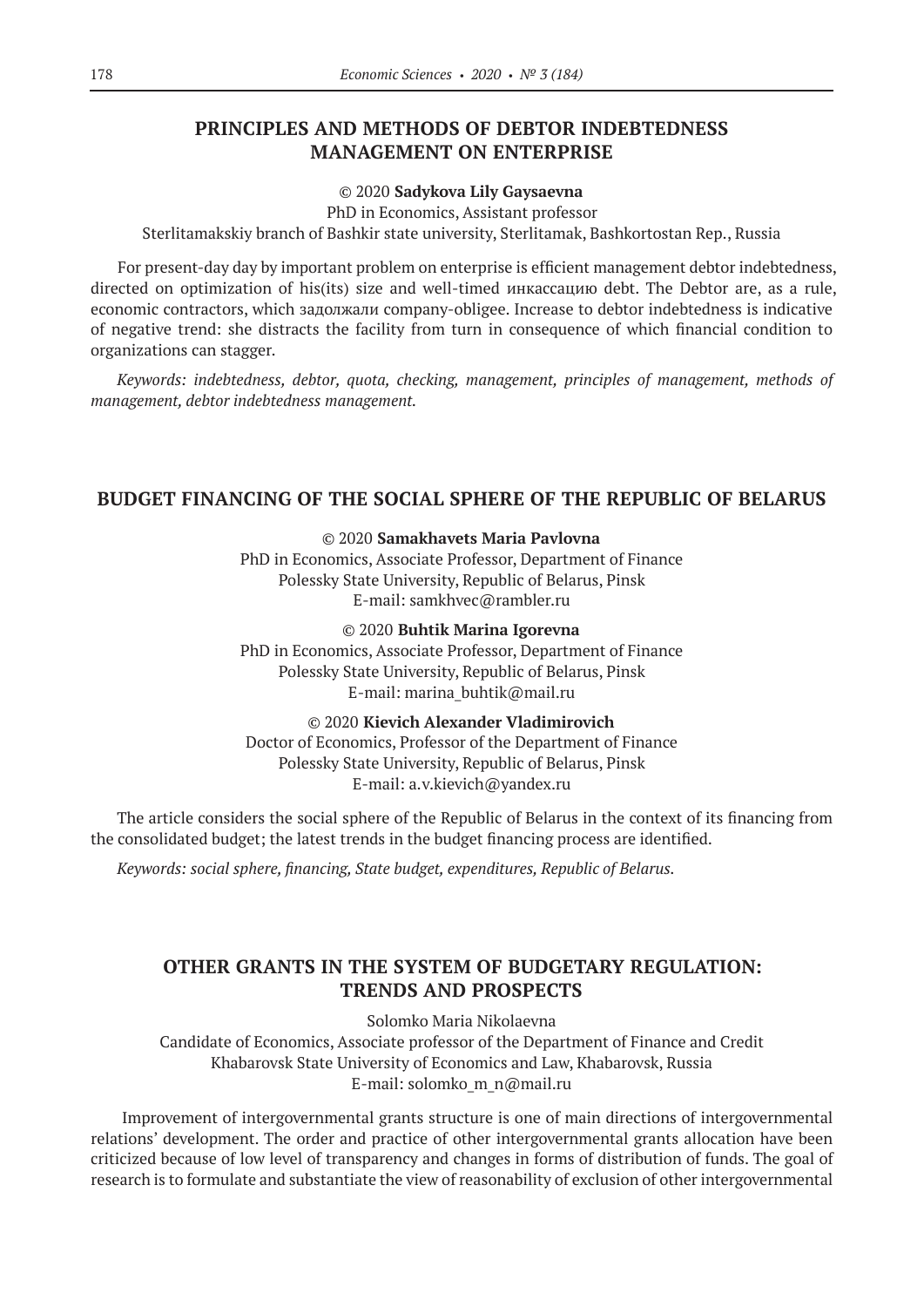## PRINCIPLES AND METHODS OF DEBTOR INDEBTEDNESS MANAGEMENT ON ENTERPRISE

© 2020 **Sadykova Lily Gaysaevna**
PhD in Economics, Assistant professor
Sterlitamakskiy branch of Bashkir state university, Sterlitamak, Bashkortostan Rep., Russia

For present-day day by important problem on enterprise is efficient management debtor indebtedness, directed on optimization of his(its) size and well-timed инкассацию debt. The Debtor are, as a rule, economic contractors, which задолжали company-obligee. Increase to debtor indebtedness is indicative of negative trend: she distracts the facility from turn in consequence of which financial condition to organizations can stagger.

*Keywords: indebtedness, debtor, quota, checking, management, principles of management, methods of management, debtor indebtedness management.*

## BUDGET FINANCING OF THE SOCIAL SPHERE OF THE REPUBLIC OF BELARUS

© 2020 **Samakhavets Maria Pavlovna**
PhD in Economics, Associate Professor, Department of Finance
Polessky State University, Republic of Belarus, Pinsk
E-mail: samkhvec@rambler.ru

© 2020 **Buhtik Marina Igorevna**
PhD in Economics, Associate Professor, Department of Finance
Polessky State University, Republic of Belarus, Pinsk
E-mail: marina_buhtik@mail.ru

© 2020 **Kievich Alexander Vladimirovich**
Doctor of Economics, Professor of the Department of Finance
Polessky State University, Republic of Belarus, Pinsk
E-mail: a.v.kievich@yandex.ru

The article considers the social sphere of the Republic of Belarus in the context of its financing from the consolidated budget; the latest trends in the budget financing process are identified.

*Keywords: social sphere, financing, State budget, expenditures, Republic of Belarus.*

## OTHER GRANTS IN THE SYSTEM OF BUDGETARY REGULATION: TRENDS AND PROSPECTS

Solomko Maria Nikolaevna
Candidate of Economics, Associate professor of the Department of Finance and Credit
Khabarovsk State University of Economics and Law, Khabarovsk, Russia
E-mail: solomko_m_n@mail.ru

Improvement of intergovernmental grants structure is one of main directions of intergovernmental relations' development. The order and practice of other intergovernmental grants allocation have been criticized because of low level of transparency and changes in forms of distribution of funds. The goal of research is to formulate and substantiate the view of reasonability of exclusion of other intergovernmental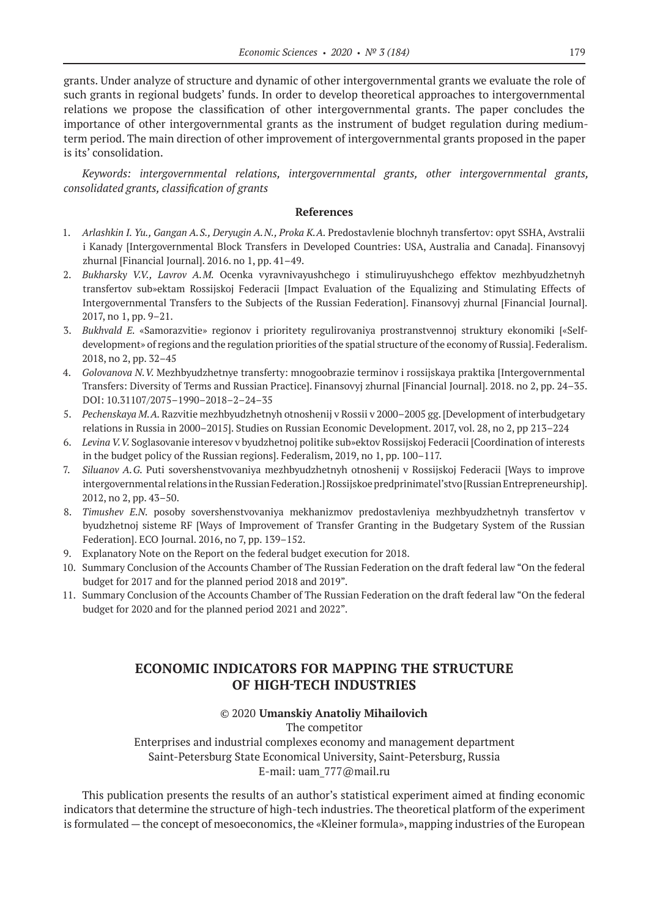grants. Under analyze of structure and dynamic of other intergovernmental grants we evaluate the role of such grants in regional budgets' funds. In order to develop theoretical approaches to intergovernmental relations we propose the classification of other intergovernmental grants. The paper concludes the importance of other intergovernmental grants as the instrument of budget regulation during medium-term period. The main direction of other improvement of intergovernmental grants proposed in the paper is its' consolidation.

*Keywords: intergovernmental relations, intergovernmental grants, other intergovernmental grants, consolidated grants, classification of grants*

**References**

1. *Arlashkin I. Yu., Gangan A.S., Derygin A.N., Proka K.A.* Predostavlenie blochnyh transfertov: opyt SSHA, Avstralii i Kanady [Intergovernmental Block Transfers in Developed Countries: USA, Australia and Canada]. Finansovyj zhurnal [Financial Journal]. 2016. no 1, pp. 41–49.
2. *Bukharsky V.V., Lavrov A.M.* Ocenka vyravnivayushchego i stimuliruyushchego effektov mezhbyudzhetnyh transfertov sub»ektam Rossijskoj Federacii [Impact Evaluation of the Equalizing and Stimulating Effects of Intergovernmental Transfers to the Subjects of the Russian Federation]. Finansovyj zhurnal [Financial Journal]. 2017, no 1, pp. 9–21.
3. *Bukhvald E.* «Samorazvitie» regionov i prioritety regulirovaniya prostranstvennoj struktury ekonomiki [«Self-development» of regions and the regulation priorities of the spatial structure of the economy of Russia]. Federalism. 2018, no 2, pp. 32–45
4. *Golovanova N.V.* Mezhbyudzhetnye transferty: mnogoobrazie terminov i rossijskaya praktika [Intergovernmental Transfers: Diversity of Terms and Russian Practice]. Finansovyj zhurnal [Financial Journal]. 2018. no 2, pp. 24–35. DOI: 10.31107/2075–1990–2018–2–24–35
5. *Pechenskaya M.A.* Razvitie mezhbyudzhetnyh otnoshenij v Rossii v 2000–2005 gg. [Development of interbudgetary relations in Russia in 2000–2015]. Studies on Russian Economic Development. 2017, vol. 28, no 2, pp 213–224
6. *Levina V.V.* Soglasovanie interesov v byudzhetnoj politike sub»ektov Rossijskoj Federacii [Coordination of interests in the budget policy of the Russian regions]. Federalism, 2019, no 1, pp. 100–117.
7. *Siluanov A.G.* Puti sovershenstvovaniya mezhbyudzhetnyh otnoshenij v Rossijskoj Federacii [Ways to improve intergovernmental relations in the Russian Federation.] Rossijskoe predprinimatel'stvo [Russian Entrepreneurship]. 2012, no 2, pp. 43–50.
8. *Timushev E.N.* posoby sovershenstvovaniya mekhanizmov predostavleniya mezhbyudzhetnyh transfertov v byudzhetnoj sisteme RF [Ways of Improvement of Transfer Granting in the Budgetary System of the Russian Federation]. ECO Journal. 2016, no 7, pp. 139–152.
9. Explanatory Note on the Report on the federal budget execution for 2018.
10. Summary Conclusion of the Accounts Chamber of The Russian Federation on the draft federal law "On the federal budget for 2017 and for the planned period 2018 and 2019".
11. Summary Conclusion of the Accounts Chamber of The Russian Federation on the draft federal law "On the federal budget for 2020 and for the planned period 2021 and 2022".

## ECONOMIC INDICATORS FOR MAPPING THE STRUCTURE OF HIGH-TECH INDUSTRIES

© 2020 **Umanskiy Anatoliy Mihailovich**

The competitor

Enterprises and industrial complexes economy and management department

Saint-Petersburg State Economical University, Saint-Petersburg, Russia

E-mail: uam_777@mail.ru

This publication presents the results of an author's statistical experiment aimed at finding economic indicators that determine the structure of high-tech industries. The theoretical platform of the experiment is formulated — the concept of mesoeconomics, the «Kleiner formula», mapping industries of the European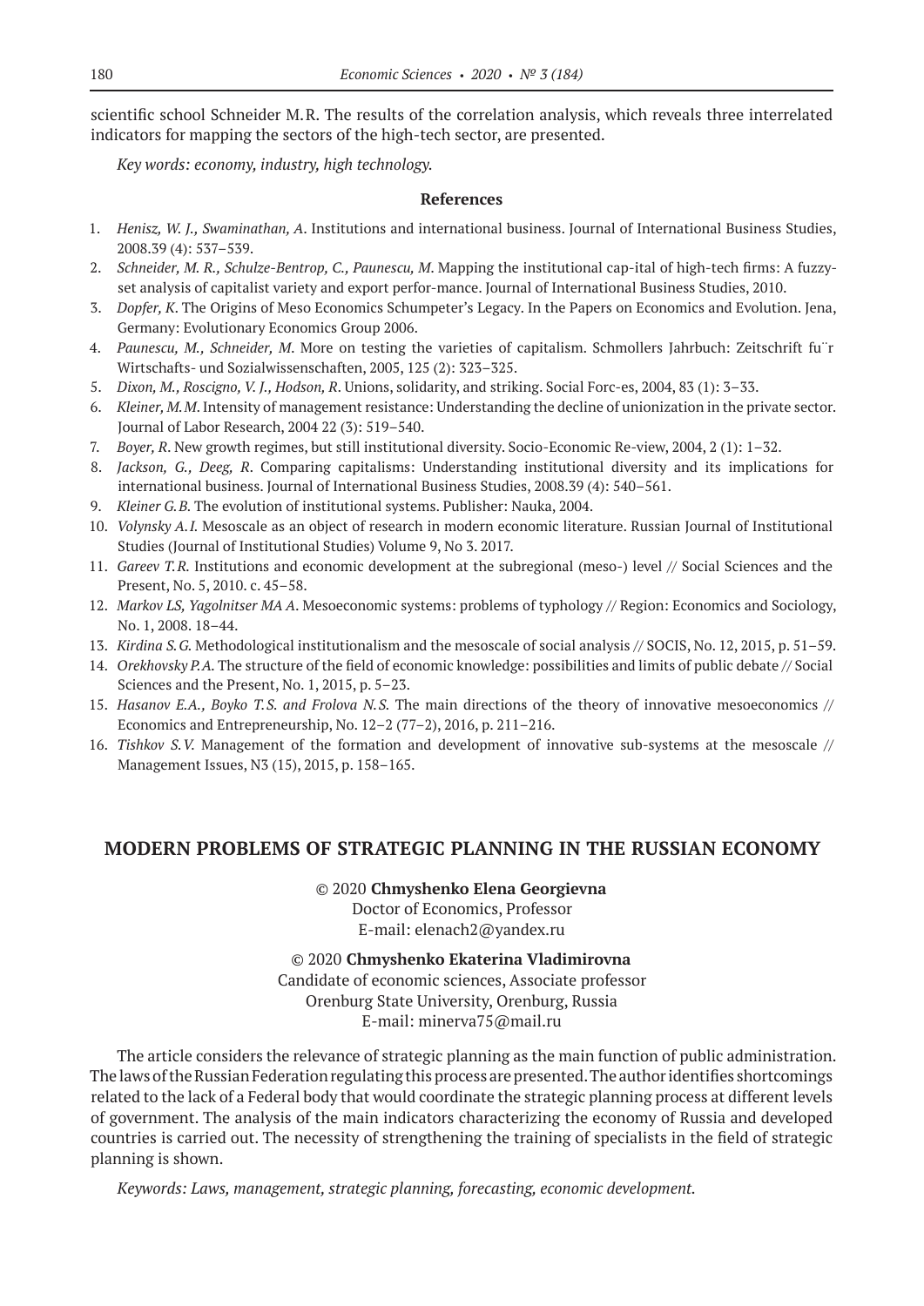scientific school Schneider M.R. The results of the correlation analysis, which reveals three interrelated indicators for mapping the sectors of the high-tech sector, are presented.

*Key words: economy, industry, high technology.*

**References**

1. *Henisz, W. J., Swaminathan, A*. Institutions and international business. Journal of International Business Studies, 2008.39 (4): 537–539.
2. *Schneider, M. R., Schulze-Bentrop, C., Paunescu, M*. Mapping the institutional cap-ital of high-tech firms: A fuzzy-set analysis of capitalist variety and export perfor-mance. Journal of International Business Studies, 2010.
3. *Dopfer, K*. The Origins of Meso Economics Schumpeter's Legacy. In the Papers on Economics and Evolution. Jena, Germany: Evolutionary Economics Group 2006.
4. *Paunescu, M., Schneider, M*. More on testing the varieties of capitalism. Schmollers Jahrbuch: Zeitschrift fu¨r Wirtschafts- und Sozialwissenschaften, 2005, 125 (2): 323–325.
5. *Dixon, M., Roscigno, V. J., Hodson, R*. Unions, solidarity, and striking. Social Forc-es, 2004, 83 (1): 3–33.
6. *Kleiner, M.M*. Intensity of management resistance: Understanding the decline of unionization in the private sector. Journal of Labor Research, 2004 22 (3): 519–540.
7. *Boyer, R*. New growth regimes, but still institutional diversity. Socio-Economic Re-view, 2004, 2 (1): 1–32.
8. *Jackson, G., Deeg, R*. Comparing capitalisms: Understanding institutional diversity and its implications for international business. Journal of International Business Studies, 2008.39 (4): 540–561.
9. *Kleiner G.B.* The evolution of institutional systems. Publisher: Nauka, 2004.
10. *Volynsky A.I.* Mesoscale as an object of research in modern economic literature. Russian Journal of Institutional Studies (Journal of Institutional Studies) Volume 9, No 3. 2017.
11. *Gareev T.R.* Institutions and economic development at the subregional (meso-) level // Social Sciences and the Present, No. 5, 2010. c. 45–58.
12. *Markov LS, Yagolnitser MA A*. Mesoeconomic systems: problems of typhology // Region: Economics and Sociology, No. 1, 2008. 18–44.
13. *Kirdina S.G.* Methodological institutionalism and the mesoscale of social analysis // SOCIS, No. 12, 2015, p. 51–59.
14. *Orekhovsky P.A.* The structure of the field of economic knowledge: possibilities and limits of public debate // Social Sciences and the Present, No. 1, 2015, p. 5–23.
15. *Hasanov E.A., Boyko T.S. and Frolova N.S.* The main directions of the theory of innovative mesoeconomics // Economics and Entrepreneurship, No. 12–2 (77–2), 2016, p. 211–216.
16. *Tishkov S.V.* Management of the formation and development of innovative sub-systems at the mesoscale // Management Issues, N3 (15), 2015, p. 158–165.

## MODERN PROBLEMS OF STRATEGIC PLANNING IN THE RUSSIAN ECONOMY

© 2020 **Chmyshenko Elena Georgievna**
Doctor of Economics, Professor
E-mail: elenach2@yandex.ru

© 2020 **Chmyshenko Ekaterina Vladimirovna**
Candidate of economic sciences, Associate professor
Orenburg State University, Orenburg, Russia
E-mail: minerva75@mail.ru

The article considers the relevance of strategic planning as the main function of public administration. The laws of the Russian Federation regulating this process are presented. The author identifies shortcomings related to the lack of a Federal body that would coordinate the strategic planning process at different levels of government. The analysis of the main indicators characterizing the economy of Russia and developed countries is carried out. The necessity of strengthening the training of specialists in the field of strategic planning is shown.

*Keywords: Laws, management, strategic planning, forecasting, economic development.*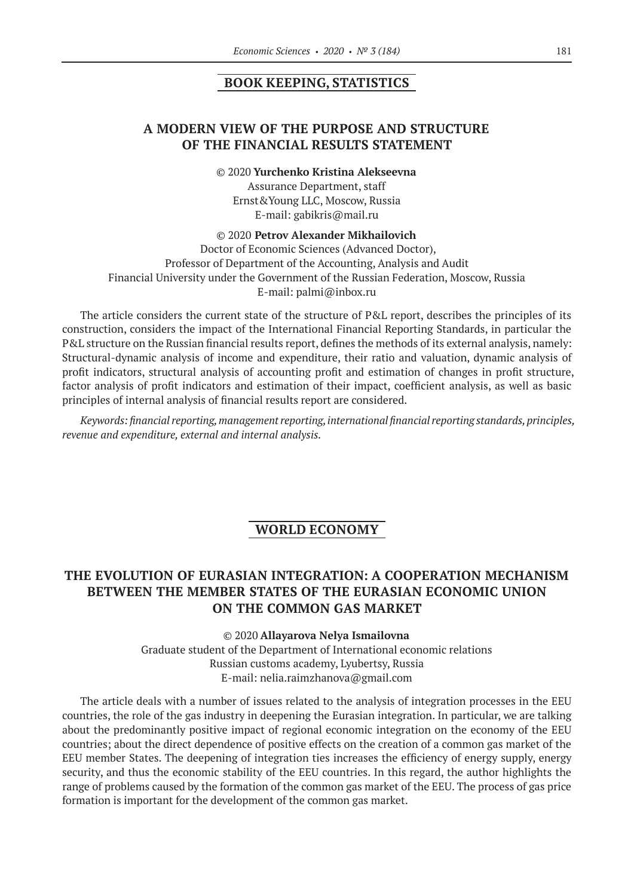## BOOK KEEPING, STATISTICS

### A MODERN VIEW OF THE PURPOSE AND STRUCTURE OF THE FINANCIAL RESULTS STATEMENT

© 2020 **Yurchenko Kristina Alekseevna**
Assurance Department, staff
Ernst&Young LLC, Moscow, Russia
E-mail: gabikris@mail.ru

© 2020 **Petrov Alexander Mikhailovich**
Doctor of Economic Sciences (Advanced Doctor),
Professor of Department of the Accounting, Analysis and Audit
Financial University under the Government of the Russian Federation, Moscow, Russia
E-mail: palmi@inbox.ru

The article considers the current state of the structure of P&L report, describes the principles of its construction, considers the impact of the International Financial Reporting Standards, in particular the P&L structure on the Russian financial results report, defines the methods of its external analysis, namely: Structural-dynamic analysis of income and expenditure, their ratio and valuation, dynamic analysis of profit indicators, structural analysis of accounting profit and estimation of changes in profit structure, factor analysis of profit indicators and estimation of their impact, coefficient analysis, as well as basic principles of internal analysis of financial results report are considered.

*Keywords: financial reporting, management reporting, international financial reporting standards, principles, revenue and expenditure, external and internal analysis.*

## WORLD ECONOMY

### THE EVOLUTION OF EURASIAN INTEGRATION: A COOPERATION MECHANISM BETWEEN THE MEMBER STATES OF THE EURASIAN ECONOMIC UNION ON THE COMMON GAS MARKET

© 2020 **Allayarova Nelya Ismailovna**
Graduate student of the Department of International economic relations
Russian customs academy, Lyubertsy, Russia
E-mail: nelia.raimzhanova@gmail.com

The article deals with a number of issues related to the analysis of integration processes in the EEU countries, the role of the gas industry in deepening the Eurasian integration. In particular, we are talking about the predominantly positive impact of regional economic integration on the economy of the EEU countries; about the direct dependence of positive effects on the creation of a common gas market of the EEU member States. The deepening of integration ties increases the efficiency of energy supply, energy security, and thus the economic stability of the EEU countries. In this regard, the author highlights the range of problems caused by the formation of the common gas market of the EEU. The process of gas price formation is important for the development of the common gas market.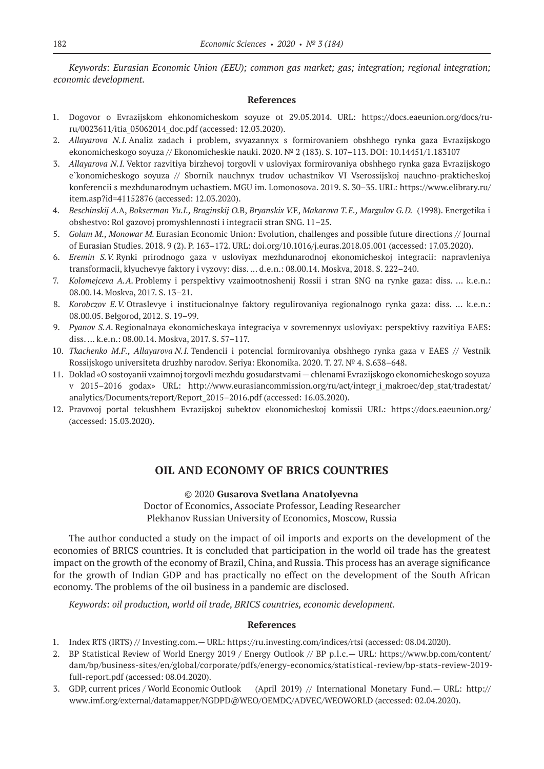*Keywords: Eurasian Economic Union (EEU); common gas market; gas; integration; regional integration; economic development.*

### References

1. Dogovor o Evrazijskom ehkonomicheskom soyuze ot 29.05.2014. URL: https://docs.eaeunion.org/docs/ru-ru/0023611/itia_05062014_doc.pdf (accessed: 12.03.2020).
2. *Allayarova N.I.* Analiz zadach i problem, svyazannyx s formirovaniem obshhego rynka gaza Evrazijskogo ekonomicheskogo soyuza // Ekonomicheskie nauki. 2020. № 2 (183). S. 107–113. DOI: 10.14451/1.183107
3. *Allayarova N.I.* Vektor razvitiya birzhevoj torgovli v usloviyax formirovaniya obshhego rynka gaza Evrazijskogo e`konomicheskogo soyuza // Sbornik nauchnyx trudov uchastnikov VI Vserossijskoj nauchno-prakticheskoj konferencii s mezhdunarodnym uchastiem. MGU im. Lomonosova. 2019. S. 30–35. URL: https://www.elibrary.ru/item.asp?id=41152876 (accessed: 12.03.2020).
4. *Beschinskij A.*A, *Bokserman Yu.I., Braginskij O.*B, *Bryanskix V.*E, *Makarova T.E., Margulov G.D.* (1998). Energetika i obshestvo: Rol gazovoj promyshlennosti i integracii stran SNG. 11–25.
5. *Golam M., Monowar M.* Eurasian Economic Union: Evolution, challenges and possible future directions // Journal of Eurasian Studies. 2018. 9 (2). P. 163–172. URL: doi.org/10.1016/j.euras.2018.05.001 (accessed: 17.03.2020).
6. *Eremin S.V.* Rynki prirodnogo gaza v usloviyax mezhdunarodnoj ekonomicheskoj integracii: napravleniya transformacii, klyuchevye faktory i vyzovy: diss. … d.e.n.: 08.00.14. Moskva, 2018. S. 222–240.
7. *Kolomejceva A.A.* Problemy i perspektivy vzaimootnoshenij Rossii i stran SNG na rynke gaza: diss. … k.e.n.: 08.00.14. Moskva, 2017. S. 13–21.
8. *Korobczov E.V.* Otraslevye i institucionalnye faktory regulirovaniya regionalnogo rynka gaza: diss. … k.e.n.: 08.00.05. Belgorod, 2012. S. 19–99.
9. *Pyanov S.A.* Regionalnaya ekonomicheskaya integraciya v sovremennyx usloviyax: perspektivy razvitiya EAES: diss. … k.e.n.: 08.00.14. Moskva, 2017. S. 57–117.
10. *Tkachenko M.F., Allayarova N.I.* Tendencii i potencial formirovaniya obshhego rynka gaza v EAES // Vestnik Rossijskogo universiteta druzhby narodov. Seriya: Ekonomika. 2020. T. 27. № 4. S.638–648.
11. Doklad «O sostoyanii vzaimnoj torgovli mezhdu gosudarstvami — chlenami Evrazijskogo ekonomicheskogo soyuza v 2015–2016 godax» URL: http://www.eurasiancommission.org/ru/act/integr_i_makroec/dep_stat/tradestat/analytics/Documents/report/Report_2015–2016.pdf (accessed: 16.03.2020).
12. Pravovoj portal tekushhem Evrazijskoj subektov ekonomicheskoj komissii URL: https://docs.eaeunion.org/ (accessed: 15.03.2020).

## OIL AND ECONOMY OF BRICS COUNTRIES

© 2020 **Gusarova Svetlana Anatolyevna**
Doctor of Economics, Associate Professor, Leading Researcher
Plekhanov Russian University of Economics, Moscow, Russia

The author conducted a study on the impact of oil imports and exports on the development of the economies of BRICS countries. It is concluded that participation in the world oil trade has the greatest impact on the growth of the economy of Brazil, China, and Russia. This process has an average significance for the growth of Indian GDP and has practically no effect on the development of the South African economy. The problems of the oil business in a pandemic are disclosed.

*Keywords: oil production, world oil trade, BRICS countries, economic development.*

### References

1. Index RTS (IRTS) // Investing.com.— URL: https://ru.investing.com/indices/rtsi (accessed: 08.04.2020).
2. BP Statistical Review of World Energy 2019 / Energy Outlook // BP p.l.c.— URL: https://www.bp.com/content/dam/bp/business-sites/en/global/corporate/pdfs/energy-economics/statistical-review/bp-stats-review-2019-full-report.pdf (accessed: 08.04.2020).
3. GDP, current prices / World Economic Outlook (April 2019) // International Monetary Fund.— URL: http://www.imf.org/external/datamapper/NGDPD@WEO/OEMDC/ADVEC/WEOWORLD (accessed: 02.04.2020).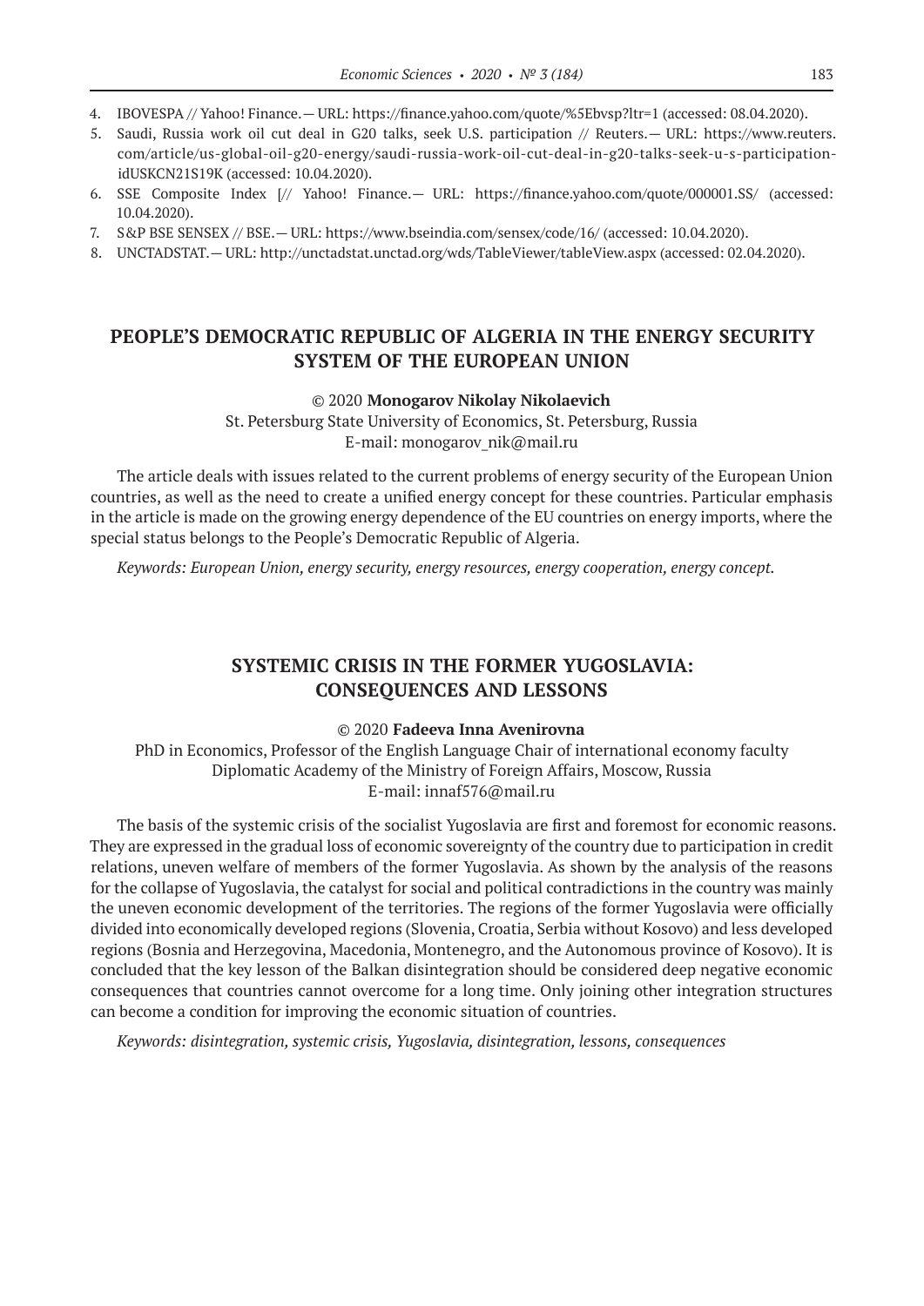4. IBOVESPA // Yahoo! Finance.— URL: https://finance.yahoo.com/quote/%5Ebvsp?ltr=1 (accessed: 08.04.2020).
5. Saudi, Russia work oil cut deal in G20 talks, seek U.S. participation // Reuters.— URL: https://www.reuters.com/article/us-global-oil-g20-energy/saudi-russia-work-oil-cut-deal-in-g20-talks-seek-u-s-participation-idUSKCN21S19K (accessed: 10.04.2020).
6. SSE Composite Index [// Yahoo! Finance.— URL: https://finance.yahoo.com/quote/000001.SS/ (accessed: 10.04.2020).
7. S&P BSE SENSEX // BSE.— URL: https://www.bseindia.com/sensex/code/16/ (accessed: 10.04.2020).
8. UNCTADSTAT.— URL: http://unctadstat.unctad.org/wds/TableViewer/tableView.aspx (accessed: 02.04.2020).

## PEOPLE'S DEMOCRATIC REPUBLIC OF ALGERIA IN THE ENERGY SECURITY SYSTEM OF THE EUROPEAN UNION

© 2020 **Monogarov Nikolay Nikolaevich**
St. Petersburg State University of Economics, St. Petersburg, Russia
E-mail: monogarov_nik@mail.ru

The article deals with issues related to the current problems of energy security of the European Union countries, as well as the need to create a unified energy concept for these countries. Particular emphasis in the article is made on the growing energy dependence of the EU countries on energy imports, where the special status belongs to the People's Democratic Republic of Algeria.

*Keywords: European Union, energy security, energy resources, energy cooperation, energy concept.*

## SYSTEMIC CRISIS IN THE FORMER YUGOSLAVIA: CONSEQUENCES AND LESSONS

© 2020 **Fadeeva Inna Avenirovna**
PhD in Economics, Professor of the English Language Chair of international economy faculty
Diplomatic Academy of the Ministry of Foreign Affairs, Moscow, Russia
E-mail: innaf576@mail.ru

The basis of the systemic crisis of the socialist Yugoslavia are first and foremost for economic reasons. They are expressed in the gradual loss of economic sovereignty of the country due to participation in credit relations, uneven welfare of members of the former Yugoslavia. As shown by the analysis of the reasons for the collapse of Yugoslavia, the catalyst for social and political contradictions in the country was mainly the uneven economic development of the territories. The regions of the former Yugoslavia were officially divided into economically developed regions (Slovenia, Croatia, Serbia without Kosovo) and less developed regions (Bosnia and Herzegovina, Macedonia, Montenegro, and the Autonomous province of Kosovo). It is concluded that the key lesson of the Balkan disintegration should be considered deep negative economic consequences that countries cannot overcome for a long time. Only joining other integration structures can become a condition for improving the economic situation of countries.

*Keywords: disintegration, systemic crisis, Yugoslavia, disintegration, lessons, consequences*